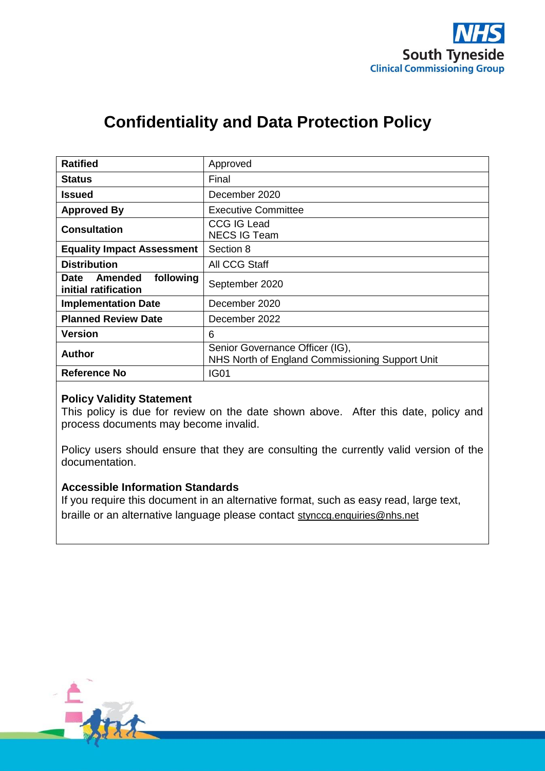NHS
South Tyneside
Clinical Commissioning Group

# Confidentiality and Data Protection Policy

| | |
|---|---|
| **Ratified** | Approved |
| **Status** | Final |
| **Issued** | December 2020 |
| **Approved By** | Executive Committee |
| **Consultation** | CCG IG Lead<br>NECS IG Team |
| **Equality Impact Assessment** | Section 8 |
| **Distribution** | All CCG Staff |
| **Date Amended following initial ratification** | September 2020 |
| **Implementation Date** | December 2020 |
| **Planned Review Date** | December 2022 |
| **Version** | 6 |
| **Author** | Senior Governance Officer (IG),<br>NHS North of England Commissioning Support Unit |
| **Reference No** | IG01 |

**Policy Validity Statement**
This policy is due for review on the date shown above. After this date, policy and process documents may become invalid.

Policy users should ensure that they are consulting the currently valid version of the documentation.

**Accessible Information Standards**
If you require this document in an alternative format, such as easy read, large text, braille or an alternative language please contact stynccg.enquiries@nhs.net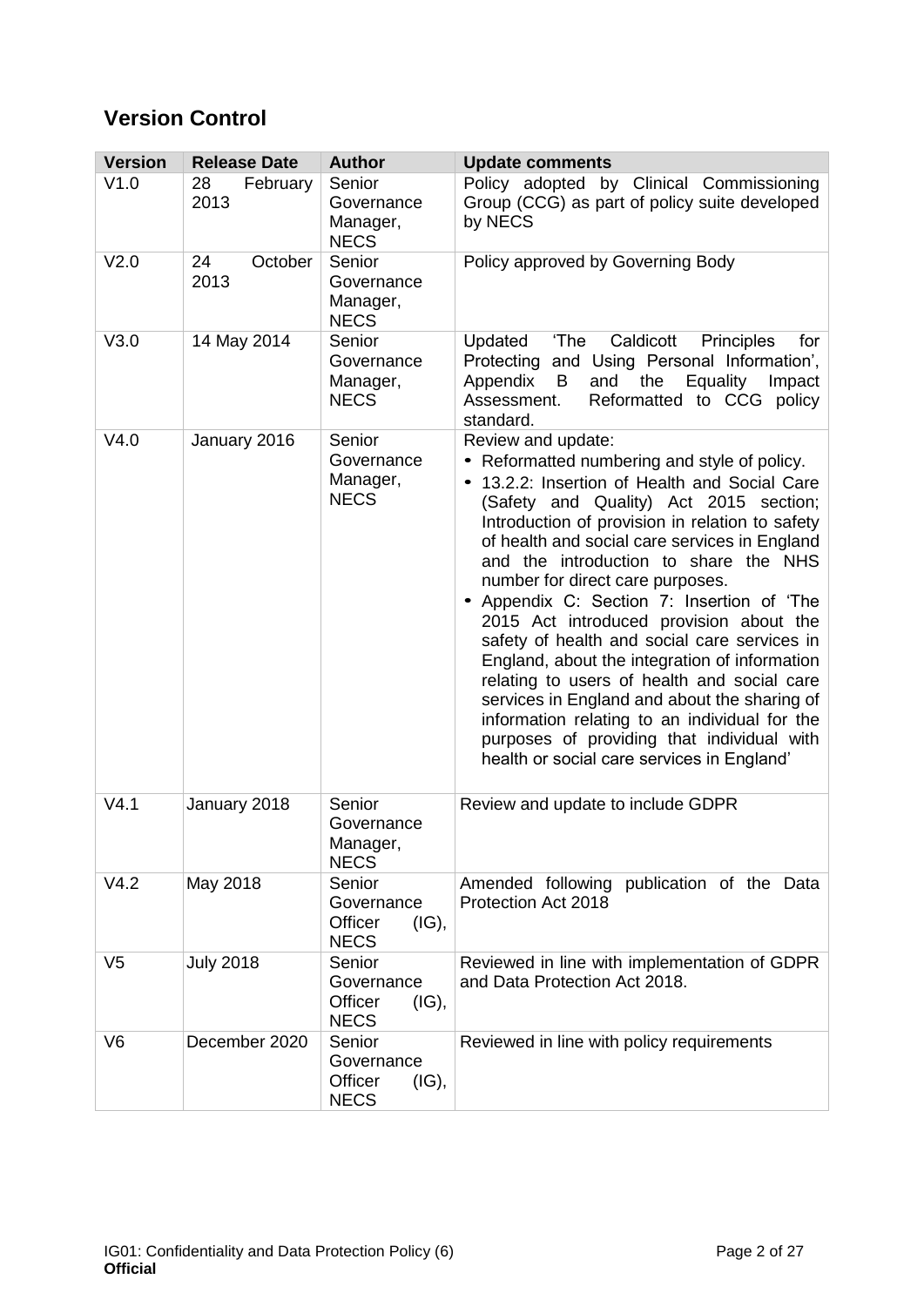## Version Control

| Version | Release Date | Author | Update comments |
|---|---|---|---|
| V1.0 | 28 February 2013 | Senior Governance Manager, NECS | Policy adopted by Clinical Commissioning Group (CCG) as part of policy suite developed by NECS |
| V2.0 | 24 October 2013 | Senior Governance Manager, NECS | Policy approved by Governing Body |
| V3.0 | 14 May 2014 | Senior Governance Manager, NECS | Updated 'The Caldicott Principles for Protecting and Using Personal Information', Appendix B and the Equality Impact Assessment. Reformatted to CCG policy standard. |
| V4.0 | January 2016 | Senior Governance Manager, NECS | Review and update:<br>• Reformatted numbering and style of policy.<br>• 13.2.2: Insertion of Health and Social Care (Safety and Quality) Act 2015 section; Introduction of provision in relation to safety of health and social care services in England and the introduction to share the NHS number for direct care purposes.<br>• Appendix C: Section 7: Insertion of 'The 2015 Act introduced provision about the safety of health and social care services in England, about the integration of information relating to users of health and social care services in England and about the sharing of information relating to an individual for the purposes of providing that individual with health or social care services in England' |
| V4.1 | January 2018 | Senior Governance Manager, NECS | Review and update to include GDPR |
| V4.2 | May 2018 | Senior Governance Officer (IG), NECS | Amended following publication of the Data Protection Act 2018 |
| V5 | July 2018 | Senior Governance Officer (IG), NECS | Reviewed in line with implementation of GDPR and Data Protection Act 2018. |
| V6 | December 2020 | Senior Governance Officer (IG), NECS | Reviewed in line with policy requirements |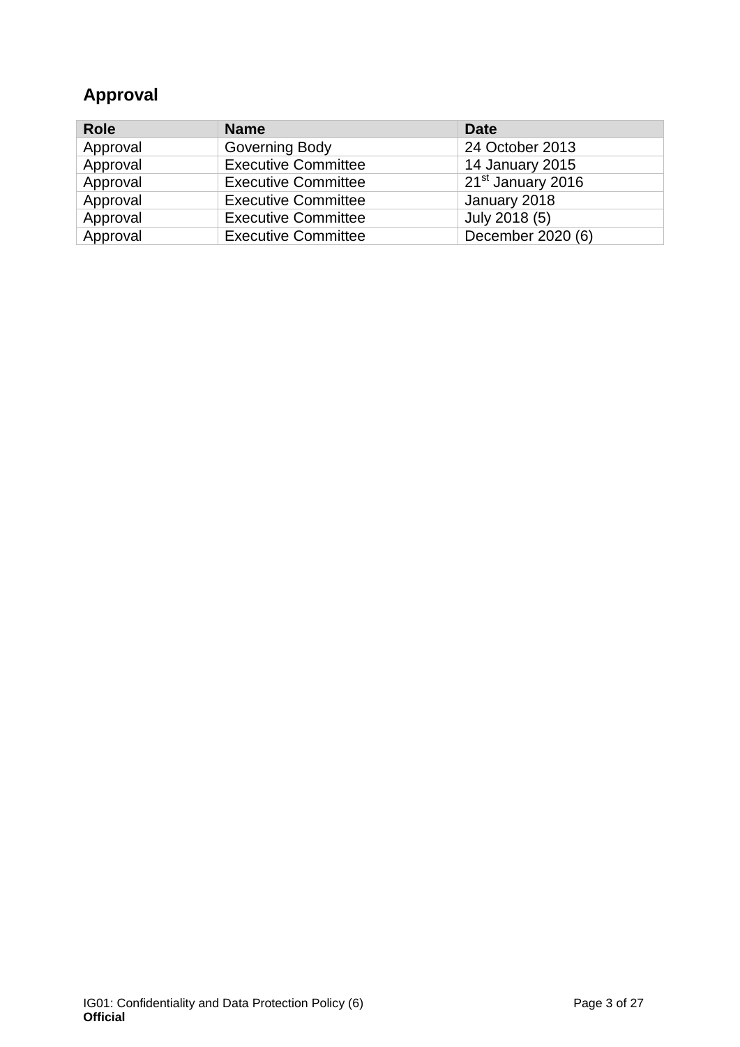## Approval

| Role | Name | Date |
| --- | --- | --- |
| Approval | Governing Body | 24 October 2013 |
| Approval | Executive Committee | 14 January 2015 |
| Approval | Executive Committee | 21st January 2016 |
| Approval | Executive Committee | January 2018 |
| Approval | Executive Committee | July 2018 (5) |
| Approval | Executive Committee | December 2020 (6) |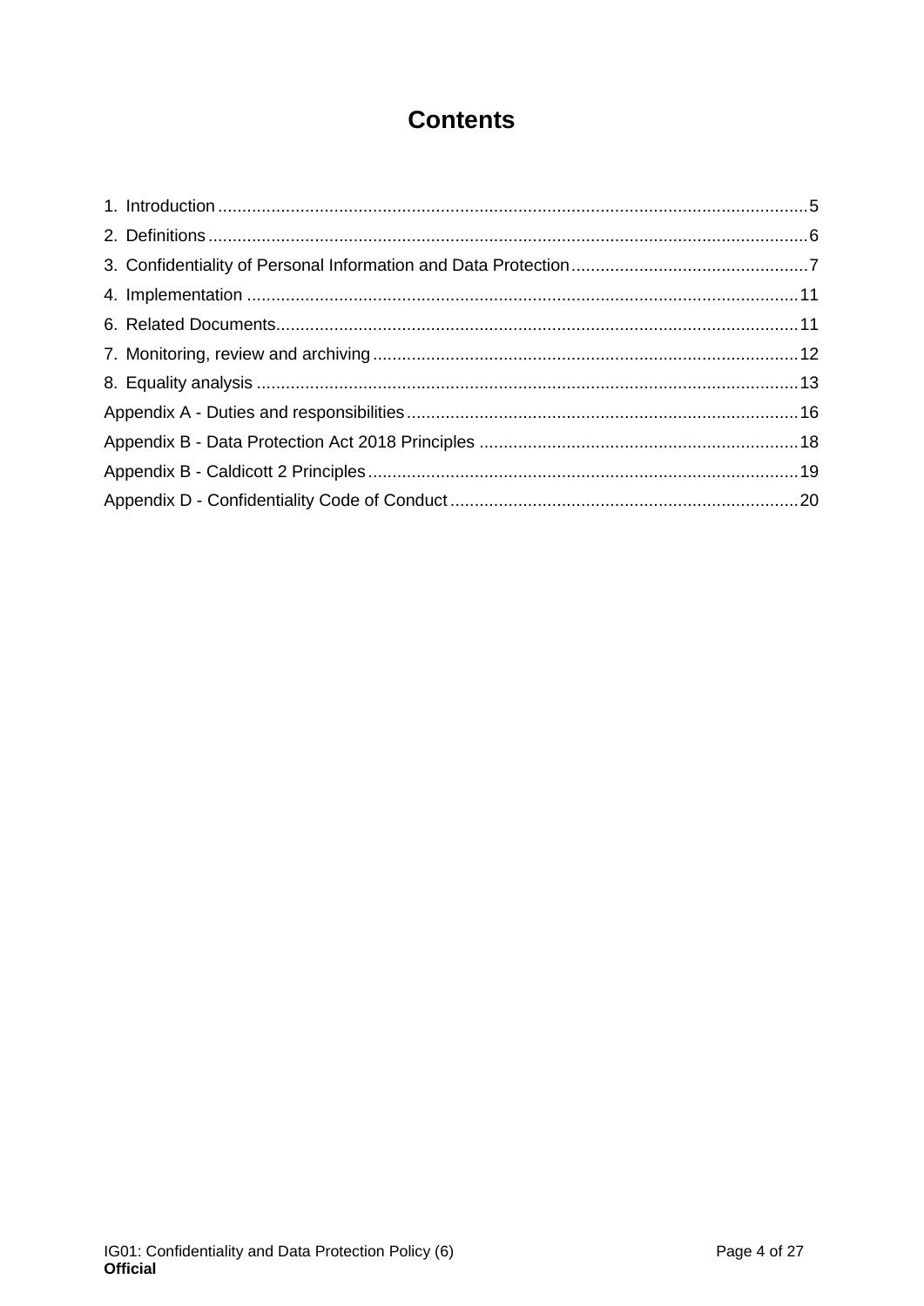# Contents

1. Introduction ..........5
2. Definitions ..........6
3. Confidentiality of Personal Information and Data Protection ..........7
4. Implementation ..........11
6. Related Documents ..........11
7. Monitoring, review and archiving ..........12
8. Equality analysis ..........13

Appendix A - Duties and responsibilities ..........16

Appendix B - Data Protection Act 2018 Principles ..........18

Appendix B - Caldicott 2 Principles ..........19

Appendix D - Confidentiality Code of Conduct ..........20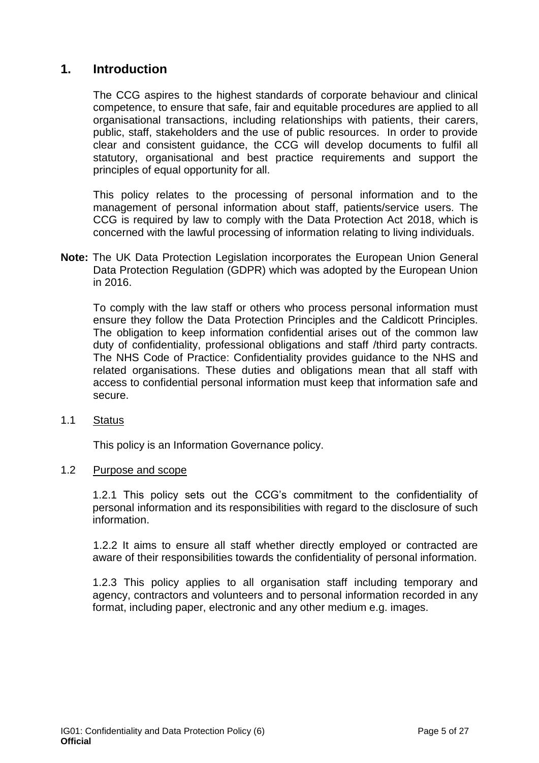# 1. Introduction

The CCG aspires to the highest standards of corporate behaviour and clinical competence, to ensure that safe, fair and equitable procedures are applied to all organisational transactions, including relationships with patients, their carers, public, staff, stakeholders and the use of public resources. In order to provide clear and consistent guidance, the CCG will develop documents to fulfil all statutory, organisational and best practice requirements and support the principles of equal opportunity for all.

This policy relates to the processing of personal information and to the management of personal information about staff, patients/service users. The CCG is required by law to comply with the Data Protection Act 2018, which is concerned with the lawful processing of information relating to living individuals.

**Note:** The UK Data Protection Legislation incorporates the European Union General Data Protection Regulation (GDPR) which was adopted by the European Union in 2016.

To comply with the law staff or others who process personal information must ensure they follow the Data Protection Principles and the Caldicott Principles. The obligation to keep information confidential arises out of the common law duty of confidentiality, professional obligations and staff /third party contracts. The NHS Code of Practice: Confidentiality provides guidance to the NHS and related organisations. These duties and obligations mean that all staff with access to confidential personal information must keep that information safe and secure.

## 1.1 Status

This policy is an Information Governance policy.

## 1.2 Purpose and scope

1.2.1 This policy sets out the CCG's commitment to the confidentiality of personal information and its responsibilities with regard to the disclosure of such information.

1.2.2 It aims to ensure all staff whether directly employed or contracted are aware of their responsibilities towards the confidentiality of personal information.

1.2.3 This policy applies to all organisation staff including temporary and agency, contractors and volunteers and to personal information recorded in any format, including paper, electronic and any other medium e.g. images.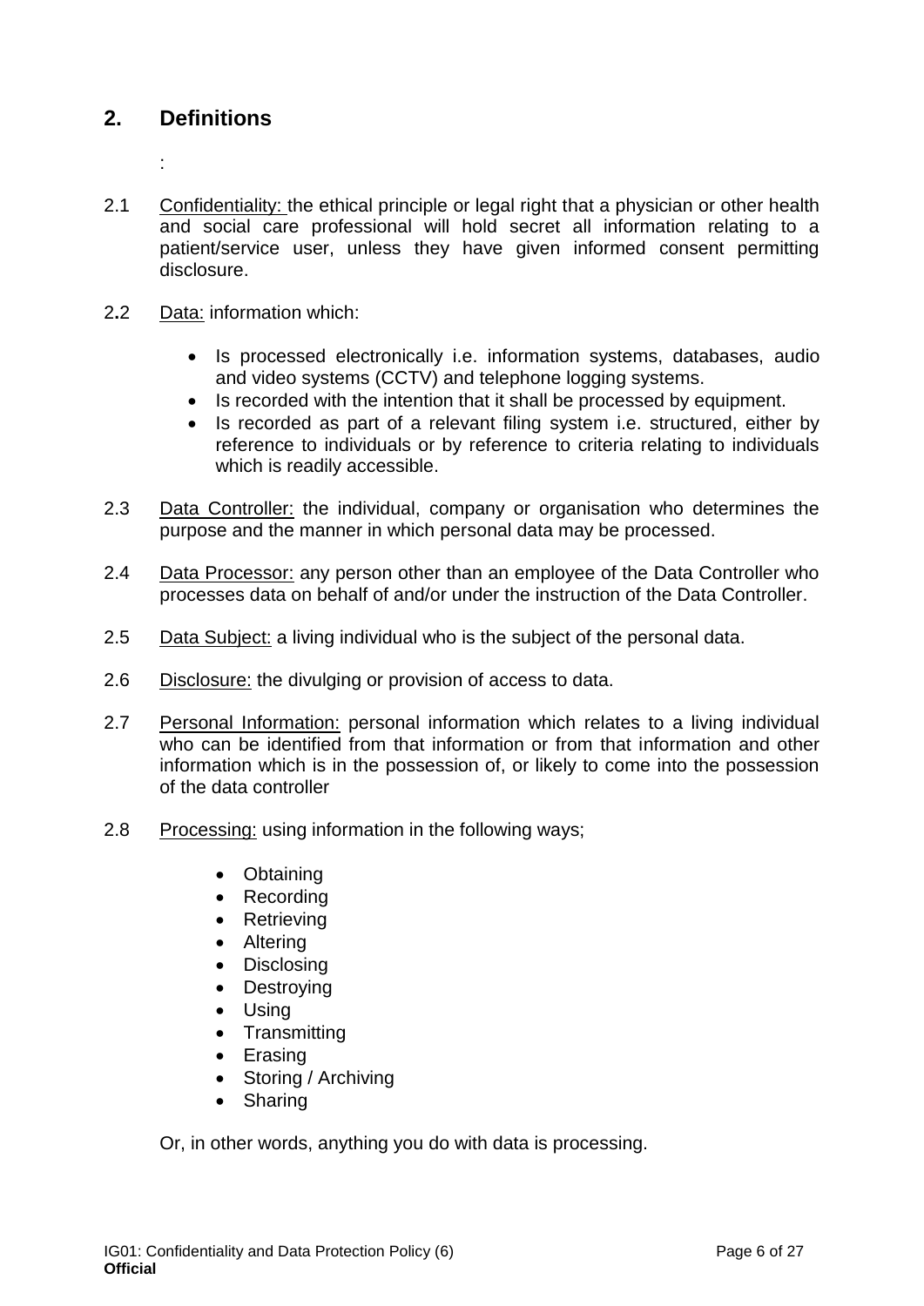## 2. Definitions

:

2.1 Confidentiality: the ethical principle or legal right that a physician or other health and social care professional will hold secret all information relating to a patient/service user, unless they have given informed consent permitting disclosure.

2.2 Data: information which:

- Is processed electronically i.e. information systems, databases, audio and video systems (CCTV) and telephone logging systems.
- Is recorded with the intention that it shall be processed by equipment.
- Is recorded as part of a relevant filing system i.e. structured, either by reference to individuals or by reference to criteria relating to individuals which is readily accessible.

2.3 Data Controller: the individual, company or organisation who determines the purpose and the manner in which personal data may be processed.

2.4 Data Processor: any person other than an employee of the Data Controller who processes data on behalf of and/or under the instruction of the Data Controller.

2.5 Data Subject: a living individual who is the subject of the personal data.

2.6 Disclosure: the divulging or provision of access to data.

2.7 Personal Information: personal information which relates to a living individual who can be identified from that information or from that information and other information which is in the possession of, or likely to come into the possession of the data controller

2.8 Processing: using information in the following ways;

- Obtaining
- Recording
- Retrieving
- Altering
- Disclosing
- Destroying
- Using
- Transmitting
- Erasing
- Storing / Archiving
- Sharing

Or, in other words, anything you do with data is processing.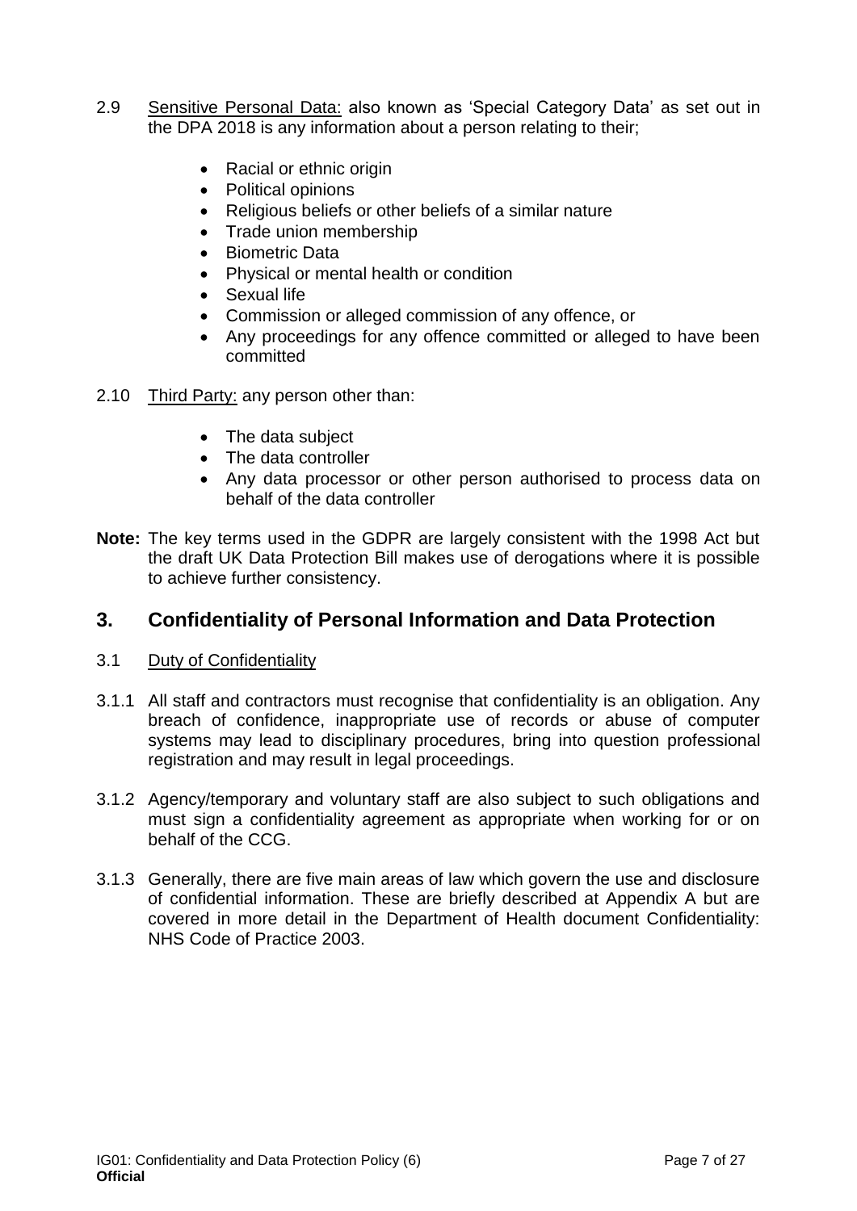2.9 Sensitive Personal Data: also known as 'Special Category Data' as set out in the DPA 2018 is any information about a person relating to their;

- Racial or ethnic origin
- Political opinions
- Religious beliefs or other beliefs of a similar nature
- Trade union membership
- Biometric Data
- Physical or mental health or condition
- Sexual life
- Commission or alleged commission of any offence, or
- Any proceedings for any offence committed or alleged to have been committed

2.10 Third Party: any person other than:

- The data subject
- The data controller
- Any data processor or other person authorised to process data on behalf of the data controller

**Note:** The key terms used in the GDPR are largely consistent with the 1998 Act but the draft UK Data Protection Bill makes use of derogations where it is possible to achieve further consistency.

## 3. Confidentiality of Personal Information and Data Protection

3.1 Duty of Confidentiality

3.1.1 All staff and contractors must recognise that confidentiality is an obligation. Any breach of confidence, inappropriate use of records or abuse of computer systems may lead to disciplinary procedures, bring into question professional registration and may result in legal proceedings.

3.1.2 Agency/temporary and voluntary staff are also subject to such obligations and must sign a confidentiality agreement as appropriate when working for or on behalf of the CCG.

3.1.3 Generally, there are five main areas of law which govern the use and disclosure of confidential information. These are briefly described at Appendix A but are covered in more detail in the Department of Health document Confidentiality: NHS Code of Practice 2003.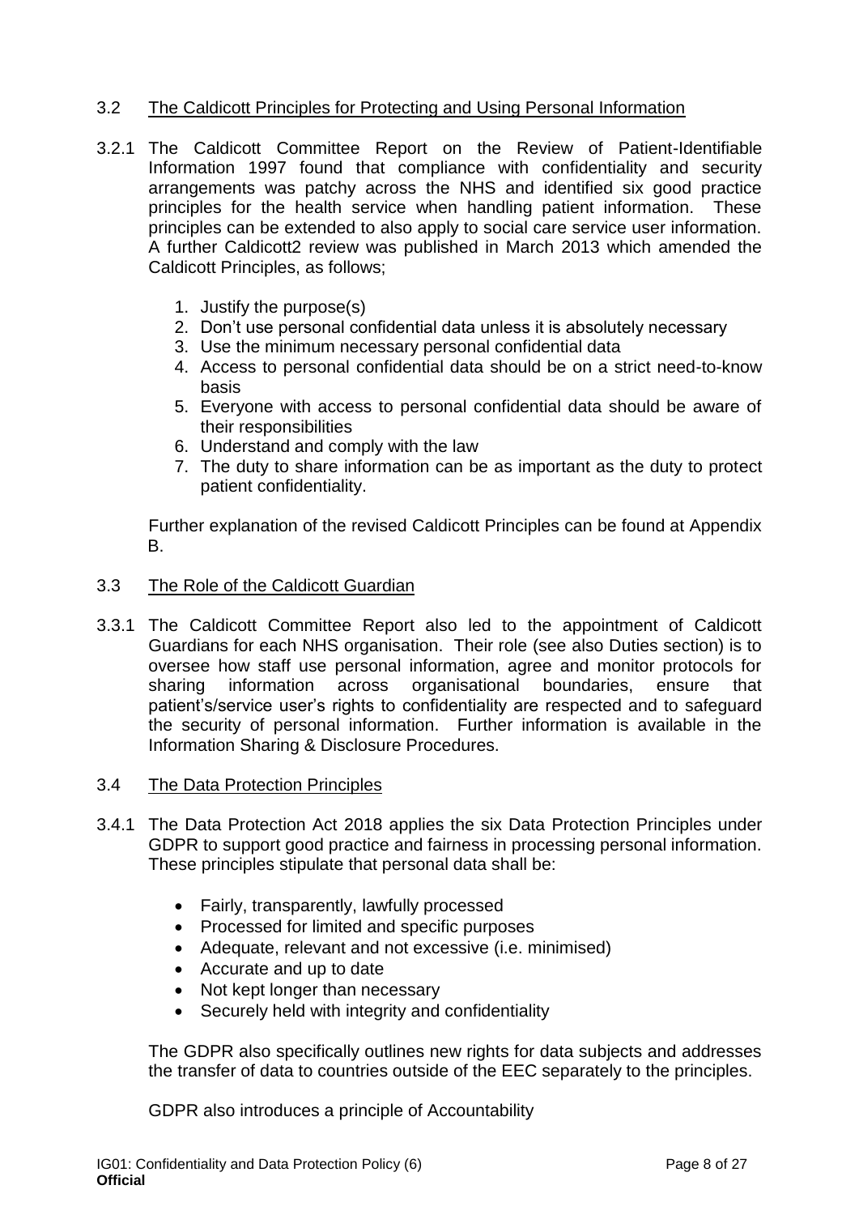### 3.2 The Caldicott Principles for Protecting and Using Personal Information

3.2.1 The Caldicott Committee Report on the Review of Patient-Identifiable Information 1997 found that compliance with confidentiality and security arrangements was patchy across the NHS and identified six good practice principles for the health service when handling patient information. These principles can be extended to also apply to social care service user information. A further Caldicott2 review was published in March 2013 which amended the Caldicott Principles, as follows;

1. Justify the purpose(s)
2. Don't use personal confidential data unless it is absolutely necessary
3. Use the minimum necessary personal confidential data
4. Access to personal confidential data should be on a strict need-to-know basis
5. Everyone with access to personal confidential data should be aware of their responsibilities
6. Understand and comply with the law
7. The duty to share information can be as important as the duty to protect patient confidentiality.

Further explanation of the revised Caldicott Principles can be found at Appendix B.

### 3.3 The Role of the Caldicott Guardian

3.3.1 The Caldicott Committee Report also led to the appointment of Caldicott Guardians for each NHS organisation. Their role (see also Duties section) is to oversee how staff use personal information, agree and monitor protocols for sharing information across organisational boundaries, ensure that patient's/service user's rights to confidentiality are respected and to safeguard the security of personal information. Further information is available in the Information Sharing & Disclosure Procedures.

### 3.4 The Data Protection Principles

3.4.1 The Data Protection Act 2018 applies the six Data Protection Principles under GDPR to support good practice and fairness in processing personal information. These principles stipulate that personal data shall be:

- Fairly, transparently, lawfully processed
- Processed for limited and specific purposes
- Adequate, relevant and not excessive (i.e. minimised)
- Accurate and up to date
- Not kept longer than necessary
- Securely held with integrity and confidentiality

The GDPR also specifically outlines new rights for data subjects and addresses the transfer of data to countries outside of the EEC separately to the principles.

GDPR also introduces a principle of Accountability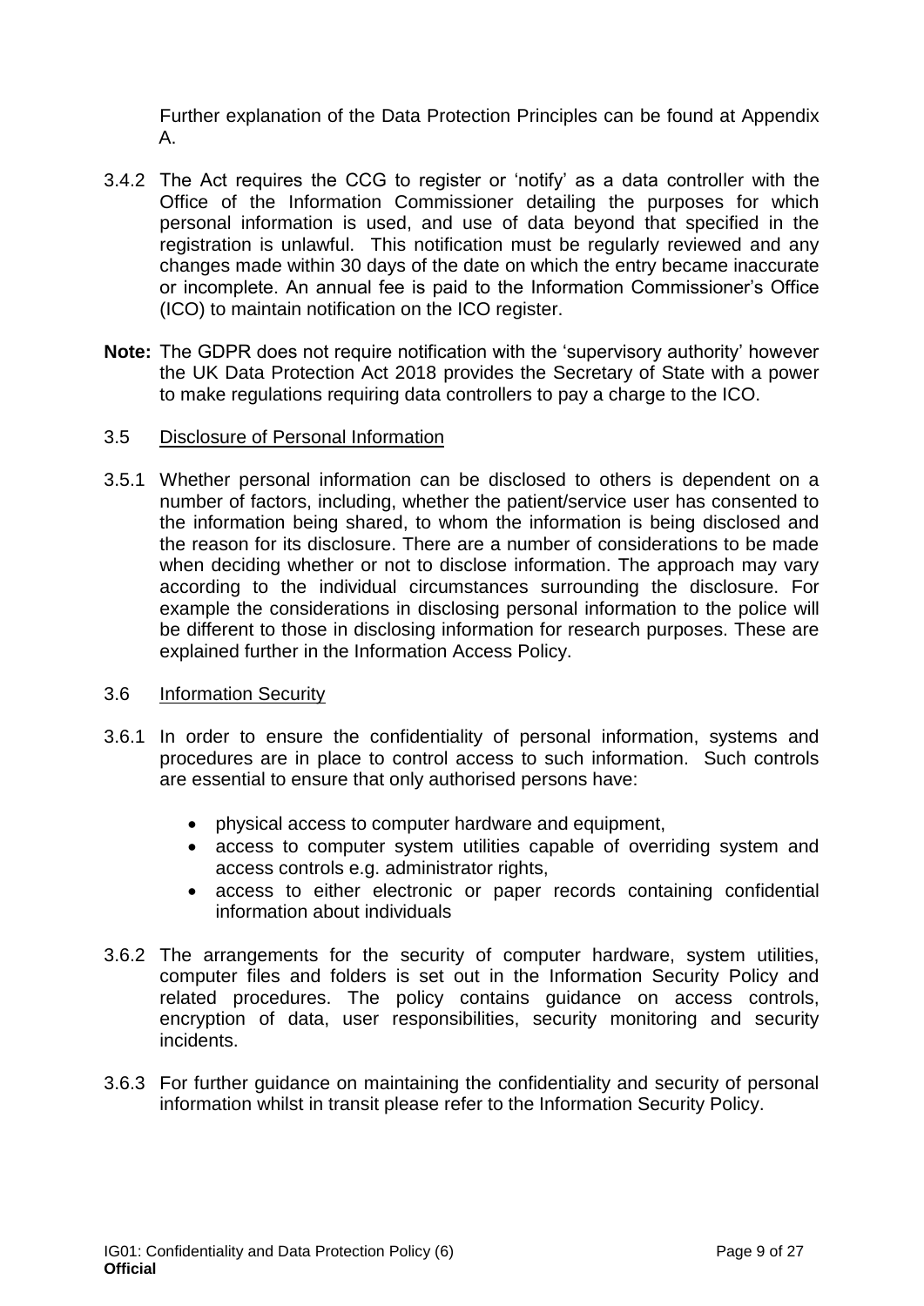Further explanation of the Data Protection Principles can be found at Appendix A.

3.4.2 The Act requires the CCG to register or 'notify' as a data controller with the Office of the Information Commissioner detailing the purposes for which personal information is used, and use of data beyond that specified in the registration is unlawful. This notification must be regularly reviewed and any changes made within 30 days of the date on which the entry became inaccurate or incomplete. An annual fee is paid to the Information Commissioner's Office (ICO) to maintain notification on the ICO register.

**Note:** The GDPR does not require notification with the 'supervisory authority' however the UK Data Protection Act 2018 provides the Secretary of State with a power to make regulations requiring data controllers to pay a charge to the ICO.

### 3.5 Disclosure of Personal Information

3.5.1 Whether personal information can be disclosed to others is dependent on a number of factors, including, whether the patient/service user has consented to the information being shared, to whom the information is being disclosed and the reason for its disclosure. There are a number of considerations to be made when deciding whether or not to disclose information. The approach may vary according to the individual circumstances surrounding the disclosure. For example the considerations in disclosing personal information to the police will be different to those in disclosing information for research purposes. These are explained further in the Information Access Policy.

### 3.6 Information Security

3.6.1 In order to ensure the confidentiality of personal information, systems and procedures are in place to control access to such information. Such controls are essential to ensure that only authorised persons have:

- physical access to computer hardware and equipment,
- access to computer system utilities capable of overriding system and access controls e.g. administrator rights,
- access to either electronic or paper records containing confidential information about individuals

3.6.2 The arrangements for the security of computer hardware, system utilities, computer files and folders is set out in the Information Security Policy and related procedures. The policy contains guidance on access controls, encryption of data, user responsibilities, security monitoring and security incidents.

3.6.3 For further guidance on maintaining the confidentiality and security of personal information whilst in transit please refer to the Information Security Policy.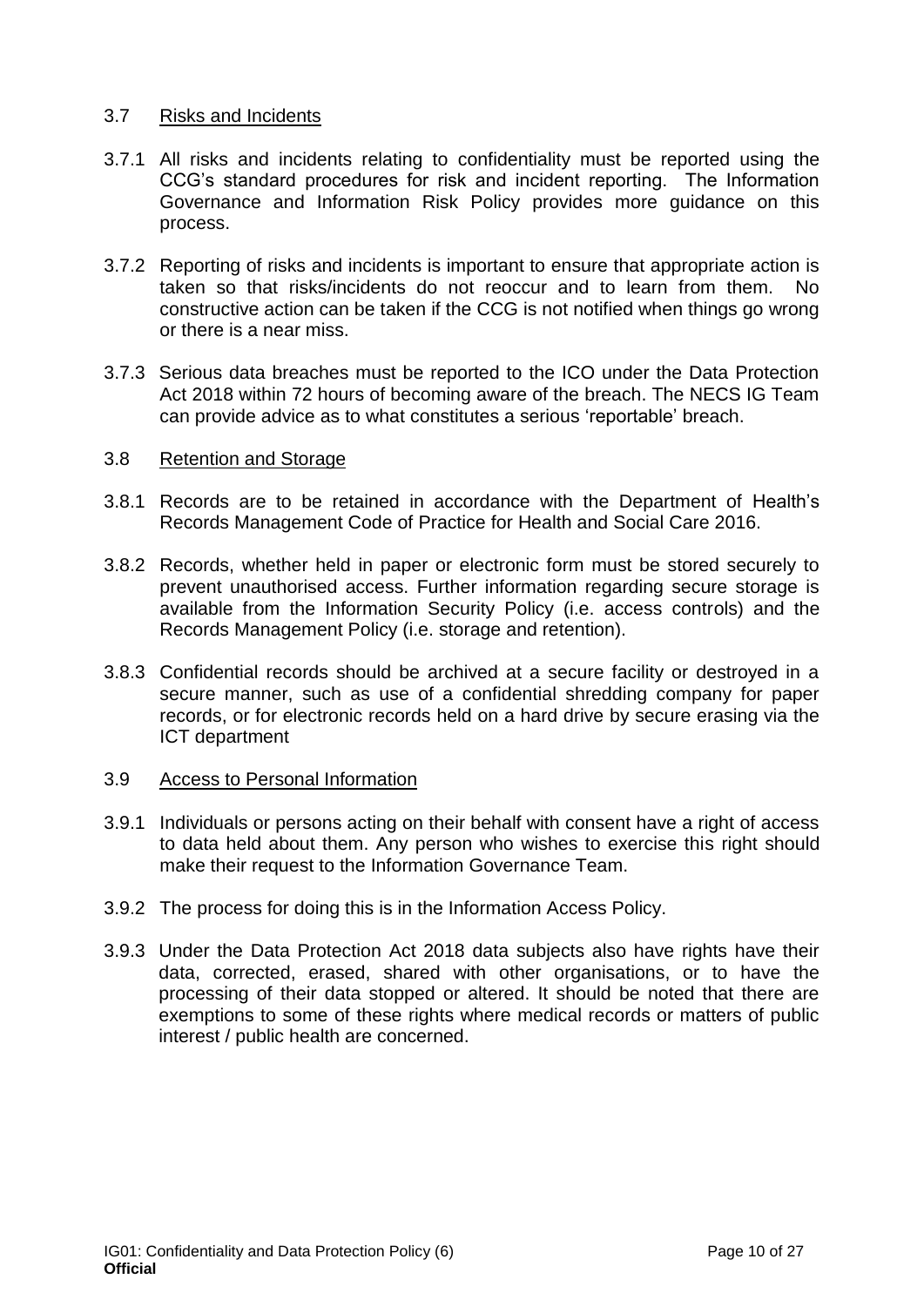### 3.7 Risks and Incidents

3.7.1 All risks and incidents relating to confidentiality must be reported using the CCG's standard procedures for risk and incident reporting. The Information Governance and Information Risk Policy provides more guidance on this process.

3.7.2 Reporting of risks and incidents is important to ensure that appropriate action is taken so that risks/incidents do not reoccur and to learn from them. No constructive action can be taken if the CCG is not notified when things go wrong or there is a near miss.

3.7.3 Serious data breaches must be reported to the ICO under the Data Protection Act 2018 within 72 hours of becoming aware of the breach. The NECS IG Team can provide advice as to what constitutes a serious 'reportable' breach.

### 3.8 Retention and Storage

3.8.1 Records are to be retained in accordance with the Department of Health's Records Management Code of Practice for Health and Social Care 2016.

3.8.2 Records, whether held in paper or electronic form must be stored securely to prevent unauthorised access. Further information regarding secure storage is available from the Information Security Policy (i.e. access controls) and the Records Management Policy (i.e. storage and retention).

3.8.3 Confidential records should be archived at a secure facility or destroyed in a secure manner, such as use of a confidential shredding company for paper records, or for electronic records held on a hard drive by secure erasing via the ICT department

### 3.9 Access to Personal Information

3.9.1 Individuals or persons acting on their behalf with consent have a right of access to data held about them. Any person who wishes to exercise this right should make their request to the Information Governance Team.

3.9.2 The process for doing this is in the Information Access Policy.

3.9.3 Under the Data Protection Act 2018 data subjects also have rights have their data, corrected, erased, shared with other organisations, or to have the processing of their data stopped or altered. It should be noted that there are exemptions to some of these rights where medical records or matters of public interest / public health are concerned.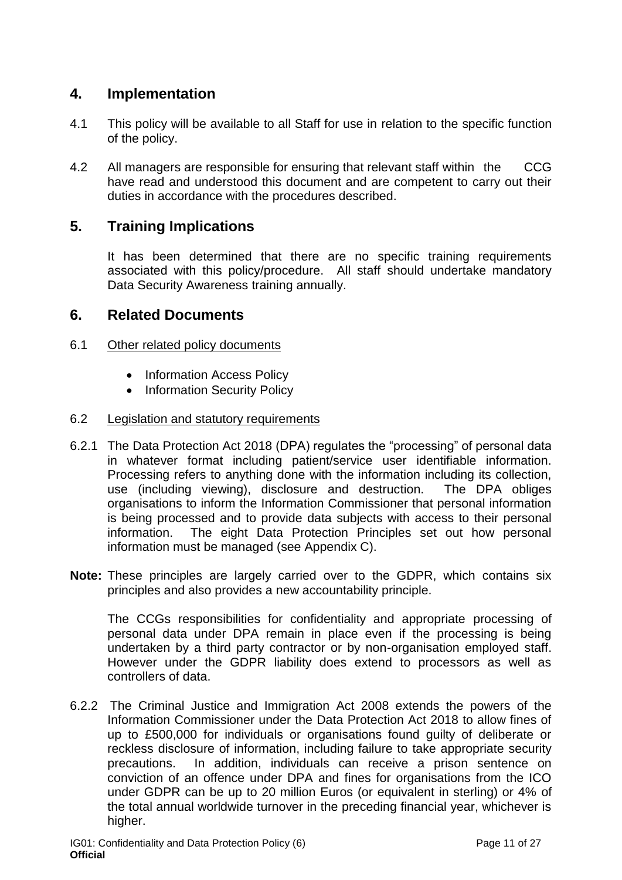## 4. Implementation

4.1 This policy will be available to all Staff for use in relation to the specific function of the policy.

4.2 All managers are responsible for ensuring that relevant staff within the CCG have read and understood this document and are competent to carry out their duties in accordance with the procedures described.

## 5. Training Implications

It has been determined that there are no specific training requirements associated with this policy/procedure. All staff should undertake mandatory Data Security Awareness training annually.

## 6. Related Documents

6.1 Other related policy documents

- Information Access Policy
- Information Security Policy

6.2 Legislation and statutory requirements

6.2.1 The Data Protection Act 2018 (DPA) regulates the "processing" of personal data in whatever format including patient/service user identifiable information. Processing refers to anything done with the information including its collection, use (including viewing), disclosure and destruction. The DPA obliges organisations to inform the Information Commissioner that personal information is being processed and to provide data subjects with access to their personal information. The eight Data Protection Principles set out how personal information must be managed (see Appendix C).

**Note:** These principles are largely carried over to the GDPR, which contains six principles and also provides a new accountability principle.

The CCGs responsibilities for confidentiality and appropriate processing of personal data under DPA remain in place even if the processing is being undertaken by a third party contractor or by non-organisation employed staff. However under the GDPR liability does extend to processors as well as controllers of data.

6.2.2 The Criminal Justice and Immigration Act 2008 extends the powers of the Information Commissioner under the Data Protection Act 2018 to allow fines of up to £500,000 for individuals or organisations found guilty of deliberate or reckless disclosure of information, including failure to take appropriate security precautions. In addition, individuals can receive a prison sentence on conviction of an offence under DPA and fines for organisations from the ICO under GDPR can be up to 20 million Euros (or equivalent in sterling) or 4% of the total annual worldwide turnover in the preceding financial year, whichever is higher.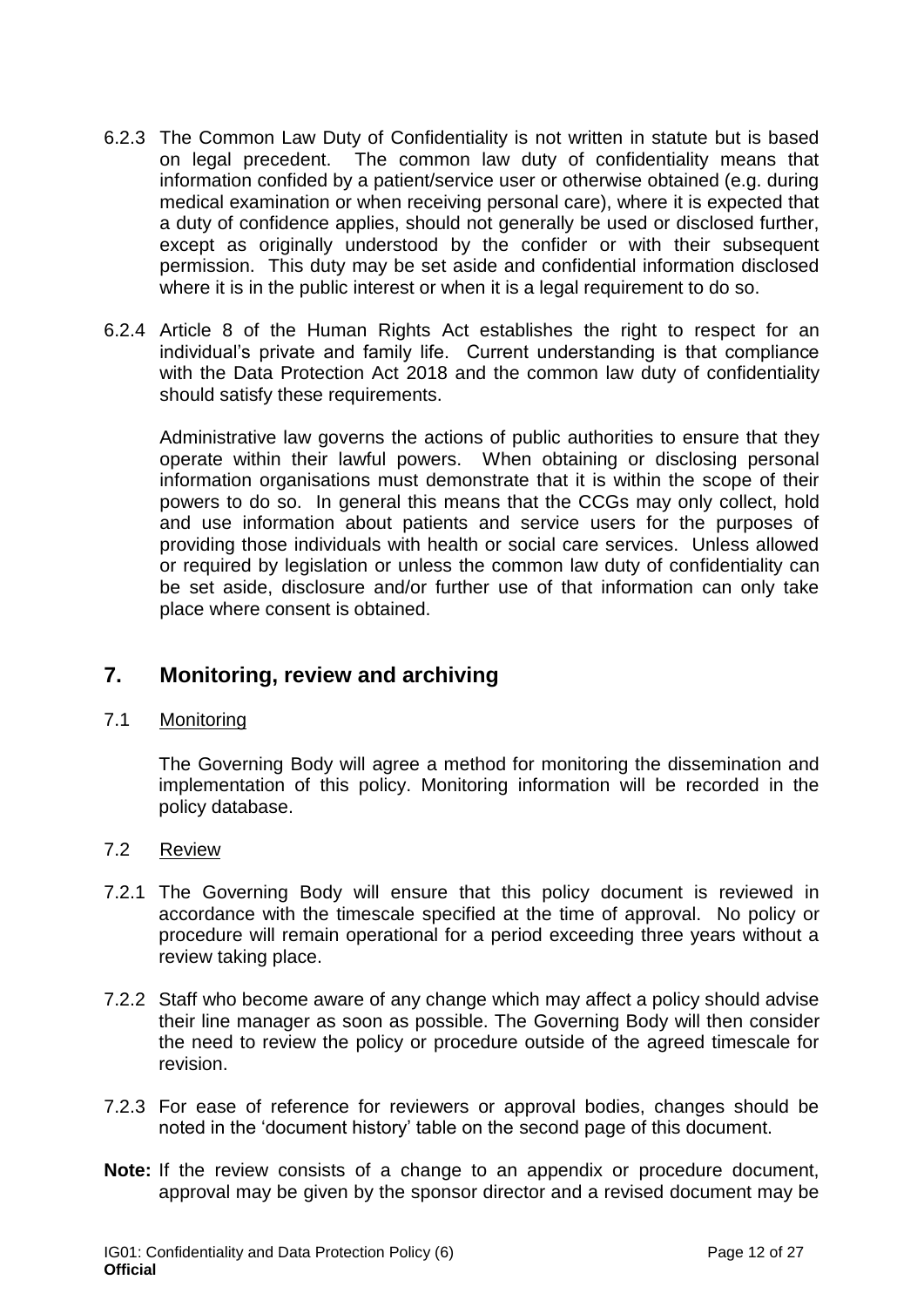6.2.3 The Common Law Duty of Confidentiality is not written in statute but is based on legal precedent. The common law duty of confidentiality means that information confided by a patient/service user or otherwise obtained (e.g. during medical examination or when receiving personal care), where it is expected that a duty of confidence applies, should not generally be used or disclosed further, except as originally understood by the confider or with their subsequent permission. This duty may be set aside and confidential information disclosed where it is in the public interest or when it is a legal requirement to do so.

6.2.4 Article 8 of the Human Rights Act establishes the right to respect for an individual's private and family life. Current understanding is that compliance with the Data Protection Act 2018 and the common law duty of confidentiality should satisfy these requirements.

Administrative law governs the actions of public authorities to ensure that they operate within their lawful powers. When obtaining or disclosing personal information organisations must demonstrate that it is within the scope of their powers to do so. In general this means that the CCGs may only collect, hold and use information about patients and service users for the purposes of providing those individuals with health or social care services. Unless allowed or required by legislation or unless the common law duty of confidentiality can be set aside, disclosure and/or further use of that information can only take place where consent is obtained.

## 7. Monitoring, review and archiving

### 7.1 Monitoring

The Governing Body will agree a method for monitoring the dissemination and implementation of this policy. Monitoring information will be recorded in the policy database.

### 7.2 Review

7.2.1 The Governing Body will ensure that this policy document is reviewed in accordance with the timescale specified at the time of approval. No policy or procedure will remain operational for a period exceeding three years without a review taking place.

7.2.2 Staff who become aware of any change which may affect a policy should advise their line manager as soon as possible. The Governing Body will then consider the need to review the policy or procedure outside of the agreed timescale for revision.

7.2.3 For ease of reference for reviewers or approval bodies, changes should be noted in the 'document history' table on the second page of this document.

**Note:** If the review consists of a change to an appendix or procedure document, approval may be given by the sponsor director and a revised document may be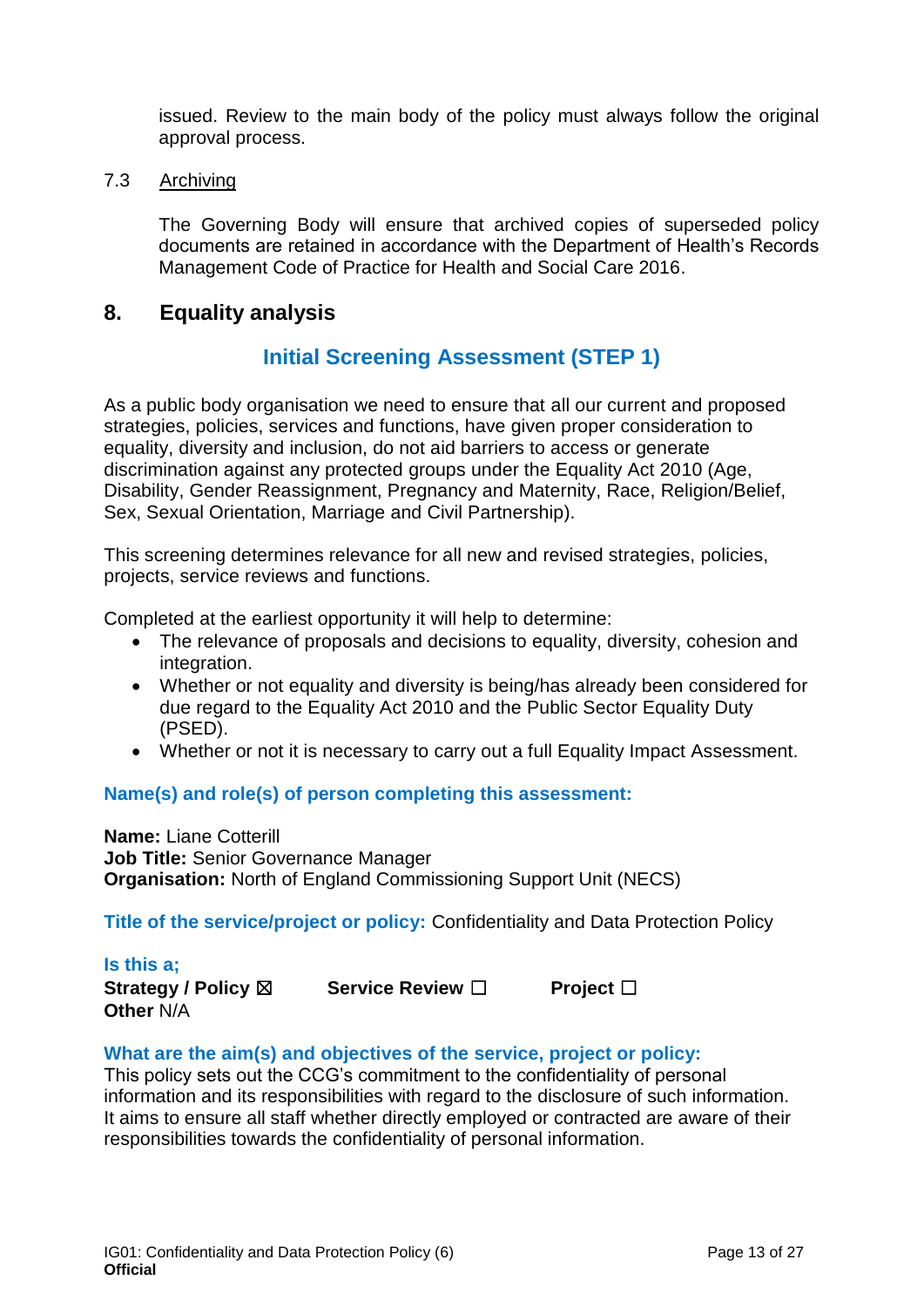issued. Review to the main body of the policy must always follow the original approval process.

7.3 Archiving

The Governing Body will ensure that archived copies of superseded policy documents are retained in accordance with the Department of Health's Records Management Code of Practice for Health and Social Care 2016.

## 8. Equality analysis

### Initial Screening Assessment (STEP 1)

As a public body organisation we need to ensure that all our current and proposed strategies, policies, services and functions, have given proper consideration to equality, diversity and inclusion, do not aid barriers to access or generate discrimination against any protected groups under the Equality Act 2010 (Age, Disability, Gender Reassignment, Pregnancy and Maternity, Race, Religion/Belief, Sex, Sexual Orientation, Marriage and Civil Partnership).

This screening determines relevance for all new and revised strategies, policies, projects, service reviews and functions.

Completed at the earliest opportunity it will help to determine:

- The relevance of proposals and decisions to equality, diversity, cohesion and integration.
- Whether or not equality and diversity is being/has already been considered for due regard to the Equality Act 2010 and the Public Sector Equality Duty (PSED).
- Whether or not it is necessary to carry out a full Equality Impact Assessment.

**Name(s) and role(s) of person completing this assessment:**

**Name:** Liane Cotterill
**Job Title:** Senior Governance Manager
**Organisation:** North of England Commissioning Support Unit (NECS)

**Title of the service/project or policy:** Confidentiality and Data Protection Policy

**Is this a;**
**Strategy / Policy** ☒ **Service Review** ☐ **Project** ☐
**Other** N/A

**What are the aim(s) and objectives of the service, project or policy:**
This policy sets out the CCG's commitment to the confidentiality of personal information and its responsibilities with regard to the disclosure of such information. It aims to ensure all staff whether directly employed or contracted are aware of their responsibilities towards the confidentiality of personal information.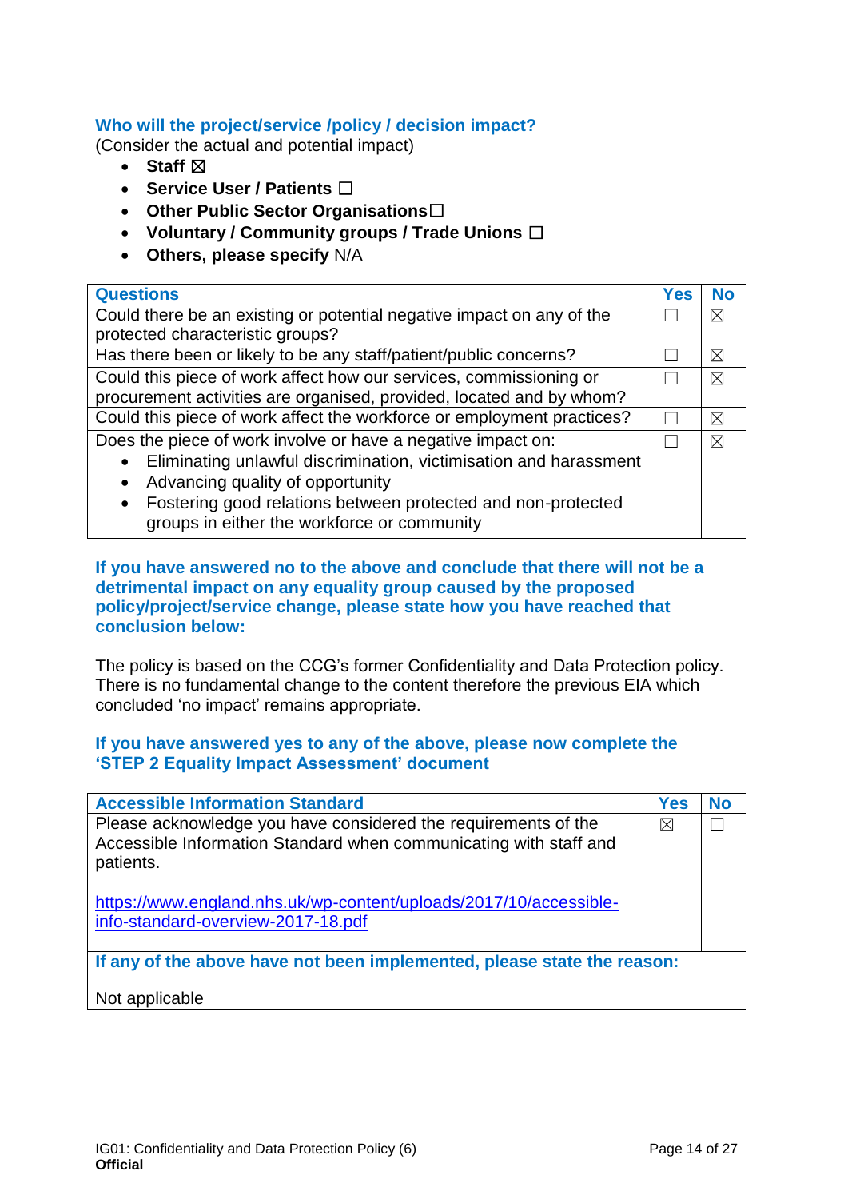**Who will the project/service /policy / decision impact?**

(Consider the actual and potential impact)

- **Staff** ☒
- **Service User / Patients** ☐
- **Other Public Sector Organisations**☐
- **Voluntary / Community groups / Trade Unions** ☐
- **Others, please specify** N/A

| Questions | Yes | No |
|---|---|---|
| Could there be an existing or potential negative impact on any of the protected characteristic groups? | ☐ | ☒ |
| Has there been or likely to be any staff/patient/public concerns? | ☐ | ☒ |
| Could this piece of work affect how our services, commissioning or procurement activities are organised, provided, located and by whom? | ☐ | ☒ |
| Could this piece of work affect the workforce or employment practices? | ☐ | ☒ |
| Does the piece of work involve or have a negative impact on:<br>• Eliminating unlawful discrimination, victimisation and harassment<br>• Advancing quality of opportunity<br>• Fostering good relations between protected and non-protected groups in either the workforce or community | ☐ | ☒ |

**If you have answered no to the above and conclude that there will not be a detrimental impact on any equality group caused by the proposed policy/project/service change, please state how you have reached that conclusion below:**

The policy is based on the CCG's former Confidentiality and Data Protection policy. There is no fundamental change to the content therefore the previous EIA which concluded 'no impact' remains appropriate.

**If you have answered yes to any of the above, please now complete the 'STEP 2 Equality Impact Assessment' document**

| Accessible Information Standard | Yes | No |
|---|---|---|
| Please acknowledge you have considered the requirements of the Accessible Information Standard when communicating with staff and patients.<br><br>https://www.england.nhs.uk/wp-content/uploads/2017/10/accessible-info-standard-overview-2017-18.pdf | ☒ | ☐ |
| **If any of the above have not been implemented, please state the reason:**<br><br>Not applicable | | |

IG01: Confidentiality and Data Protection Policy (6)
**Official**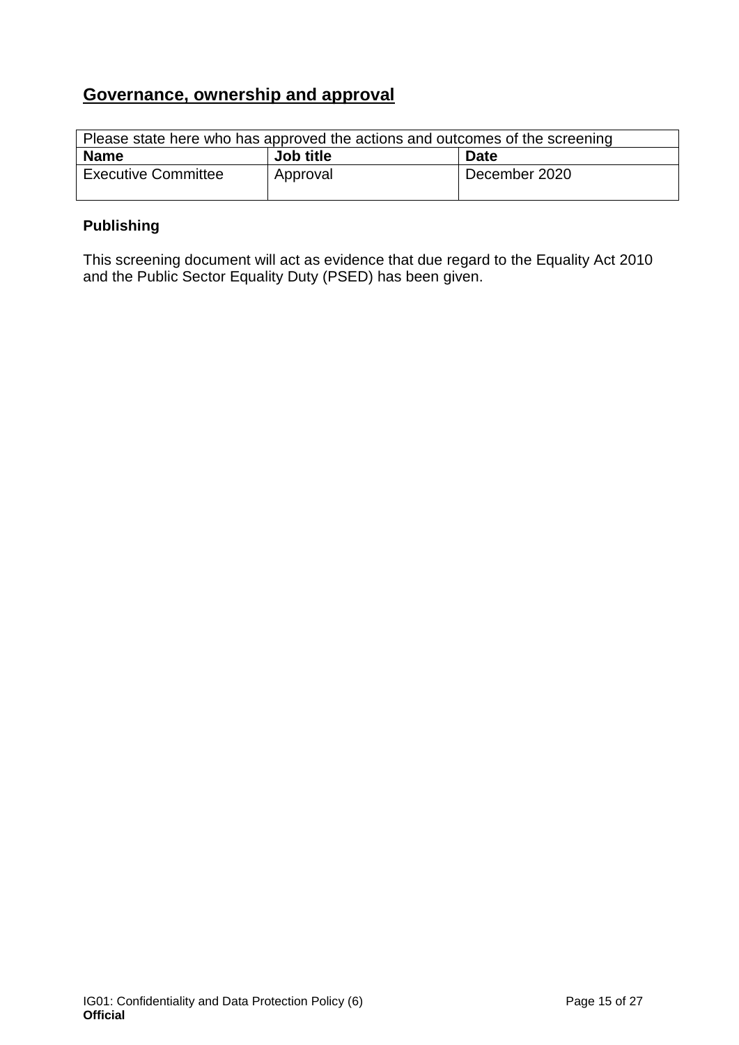## Governance, ownership and approval

| Please state here who has approved the actions and outcomes of the screening | | |
|---|---|---|
| **Name** | **Job title** | **Date** |
| Executive Committee | Approval | December 2020 |

**Publishing**

This screening document will act as evidence that due regard to the Equality Act 2010 and the Public Sector Equality Duty (PSED) has been given.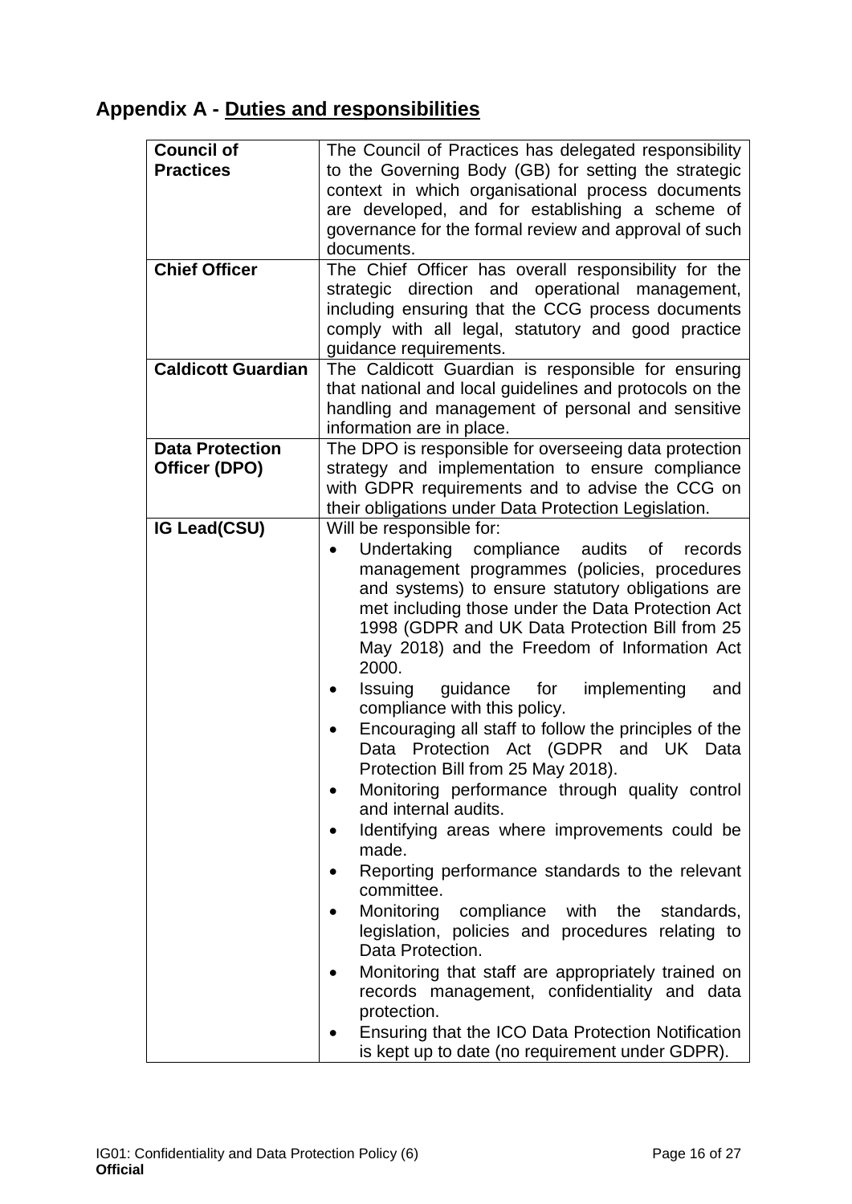## Appendix A - Duties and responsibilities

| | |
|---|---|
| **Council of Practices** | The Council of Practices has delegated responsibility to the Governing Body (GB) for setting the strategic context in which organisational process documents are developed, and for establishing a scheme of governance for the formal review and approval of such documents. |
| **Chief Officer** | The Chief Officer has overall responsibility for the strategic direction and operational management, including ensuring that the CCG process documents comply with all legal, statutory and good practice guidance requirements. |
| **Caldicott Guardian** | The Caldicott Guardian is responsible for ensuring that national and local guidelines and protocols on the handling and management of personal and sensitive information are in place. |
| **Data Protection Officer (DPO)** | The DPO is responsible for overseeing data protection strategy and implementation to ensure compliance with GDPR requirements and to advise the CCG on their obligations under Data Protection Legislation. |
| **IG Lead(CSU)** | Will be responsible for:<br>• Undertaking compliance audits of records management programmes (policies, procedures and systems) to ensure statutory obligations are met including those under the Data Protection Act 1998 (GDPR and UK Data Protection Bill from 25 May 2018) and the Freedom of Information Act 2000.<br>• Issuing guidance for implementing and compliance with this policy.<br>• Encouraging all staff to follow the principles of the Data Protection Act (GDPR and UK Data Protection Bill from 25 May 2018).<br>• Monitoring performance through quality control and internal audits.<br>• Identifying areas where improvements could be made.<br>• Reporting performance standards to the relevant committee.<br>• Monitoring compliance with the standards, legislation, policies and procedures relating to Data Protection.<br>• Monitoring that staff are appropriately trained on records management, confidentiality and data protection.<br>• Ensuring that the ICO Data Protection Notification is kept up to date (no requirement under GDPR). |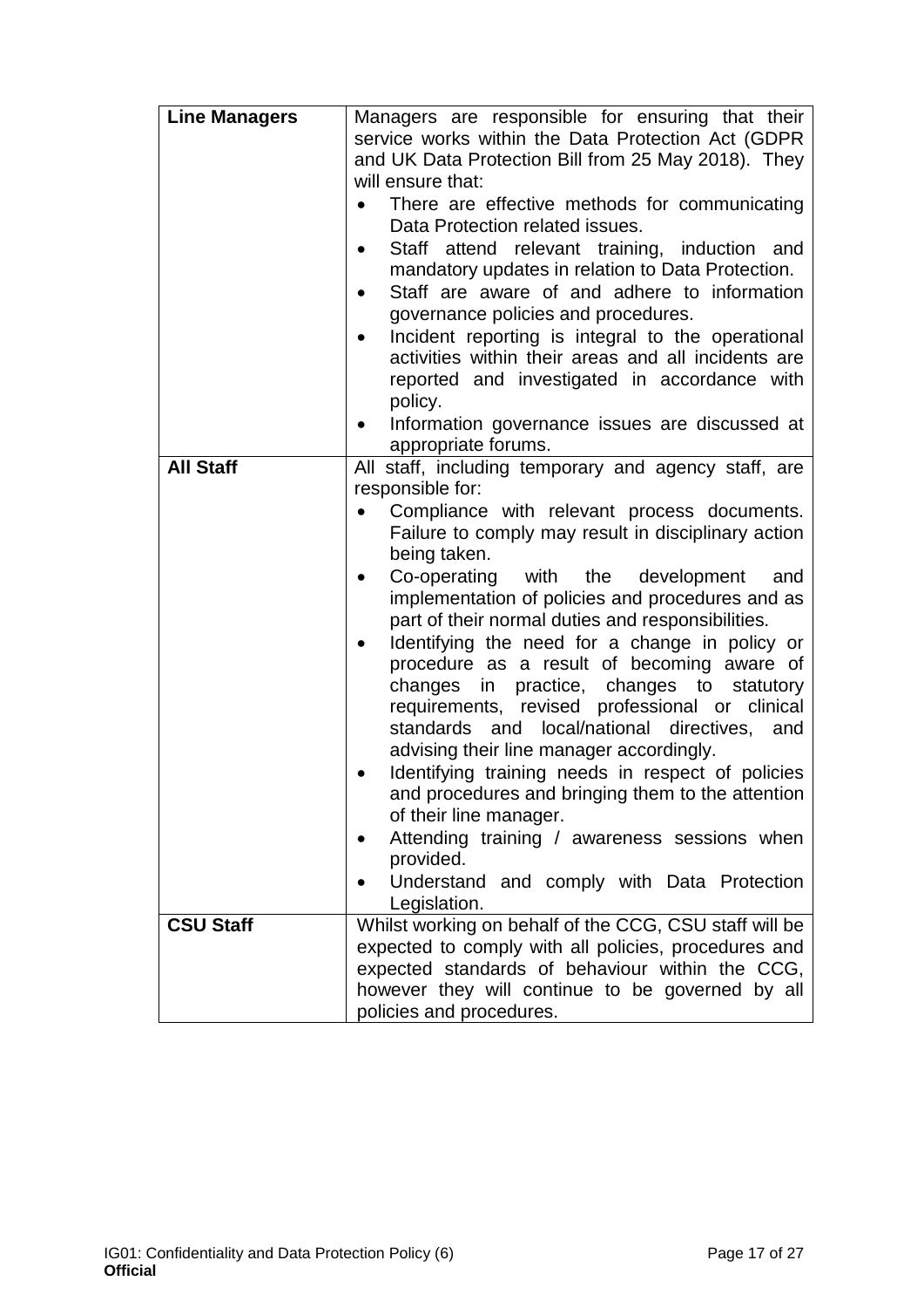| **Line Managers** | Managers are responsible for ensuring that their service works within the Data Protection Act (GDPR and UK Data Protection Bill from 25 May 2018). They will ensure that:<br>• There are effective methods for communicating Data Protection related issues.<br>• Staff attend relevant training, induction and mandatory updates in relation to Data Protection.<br>• Staff are aware of and adhere to information governance policies and procedures.<br>• Incident reporting is integral to the operational activities within their areas and all incidents are reported and investigated in accordance with policy.<br>• Information governance issues are discussed at appropriate forums. |
|---|---|
| **All Staff** | All staff, including temporary and agency staff, are responsible for:<br>• Compliance with relevant process documents. Failure to comply may result in disciplinary action being taken.<br>• Co-operating with the development and implementation of policies and procedures and as part of their normal duties and responsibilities.<br>• Identifying the need for a change in policy or procedure as a result of becoming aware of changes in practice, changes to statutory requirements, revised professional or clinical standards and local/national directives, and advising their line manager accordingly.<br>• Identifying training needs in respect of policies and procedures and bringing them to the attention of their line manager.<br>• Attending training / awareness sessions when provided.<br>• Understand and comply with Data Protection Legislation. |
| **CSU Staff** | Whilst working on behalf of the CCG, CSU staff will be expected to comply with all policies, procedures and expected standards of behaviour within the CCG, however they will continue to be governed by all policies and procedures. |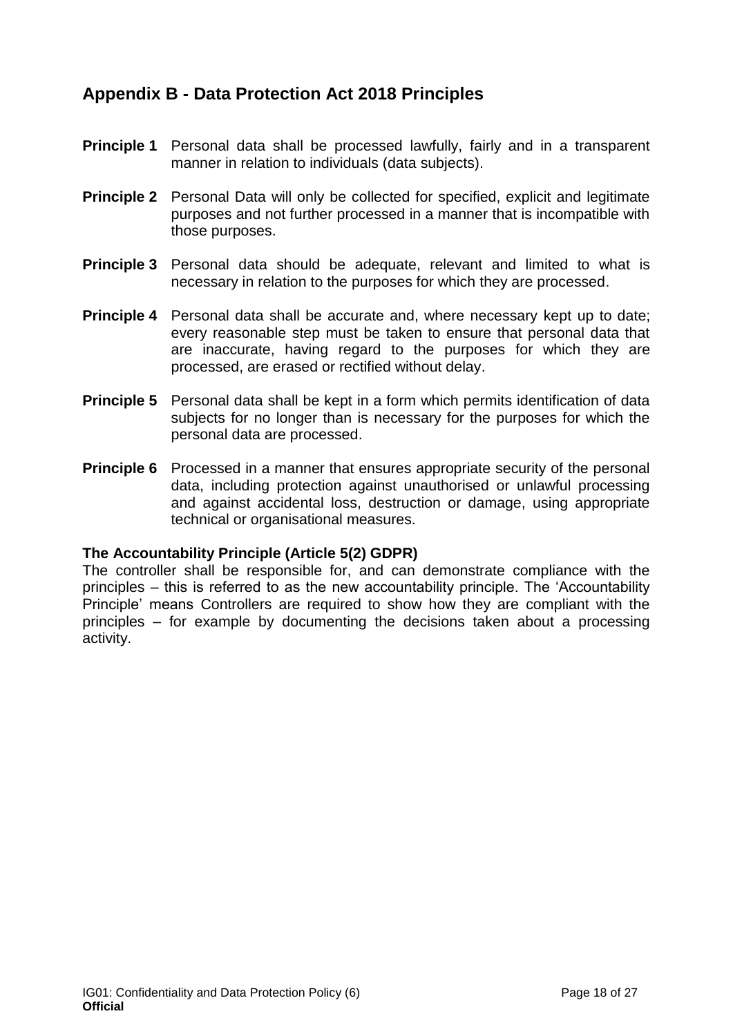## Appendix B - Data Protection Act 2018 Principles

**Principle 1** Personal data shall be processed lawfully, fairly and in a transparent manner in relation to individuals (data subjects).

**Principle 2** Personal Data will only be collected for specified, explicit and legitimate purposes and not further processed in a manner that is incompatible with those purposes.

**Principle 3** Personal data should be adequate, relevant and limited to what is necessary in relation to the purposes for which they are processed.

**Principle 4** Personal data shall be accurate and, where necessary kept up to date; every reasonable step must be taken to ensure that personal data that are inaccurate, having regard to the purposes for which they are processed, are erased or rectified without delay.

**Principle 5** Personal data shall be kept in a form which permits identification of data subjects for no longer than is necessary for the purposes for which the personal data are processed.

**Principle 6** Processed in a manner that ensures appropriate security of the personal data, including protection against unauthorised or unlawful processing and against accidental loss, destruction or damage, using appropriate technical or organisational measures.

**The Accountability Principle (Article 5(2) GDPR)**

The controller shall be responsible for, and can demonstrate compliance with the principles – this is referred to as the new accountability principle. The 'Accountability Principle' means Controllers are required to show how they are compliant with the principles – for example by documenting the decisions taken about a processing activity.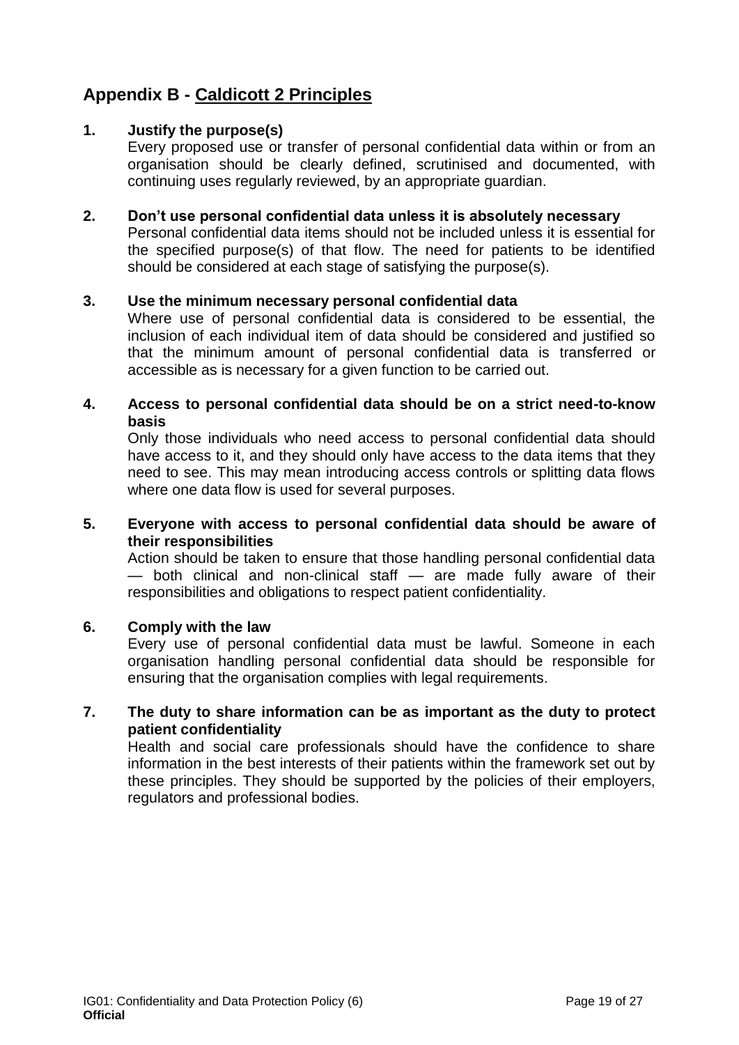## Appendix B - Caldicott 2 Principles

1. **Justify the purpose(s)**

   Every proposed use or transfer of personal confidential data within or from an organisation should be clearly defined, scrutinised and documented, with continuing uses regularly reviewed, by an appropriate guardian.

2. **Don't use personal confidential data unless it is absolutely necessary**

   Personal confidential data items should not be included unless it is essential for the specified purpose(s) of that flow. The need for patients to be identified should be considered at each stage of satisfying the purpose(s).

3. **Use the minimum necessary personal confidential data**

   Where use of personal confidential data is considered to be essential, the inclusion of each individual item of data should be considered and justified so that the minimum amount of personal confidential data is transferred or accessible as is necessary for a given function to be carried out.

4. **Access to personal confidential data should be on a strict need-to-know basis**

   Only those individuals who need access to personal confidential data should have access to it, and they should only have access to the data items that they need to see. This may mean introducing access controls or splitting data flows where one data flow is used for several purposes.

5. **Everyone with access to personal confidential data should be aware of their responsibilities**

   Action should be taken to ensure that those handling personal confidential data — both clinical and non-clinical staff — are made fully aware of their responsibilities and obligations to respect patient confidentiality.

6. **Comply with the law**

   Every use of personal confidential data must be lawful. Someone in each organisation handling personal confidential data should be responsible for ensuring that the organisation complies with legal requirements.

7. **The duty to share information can be as important as the duty to protect patient confidentiality**

   Health and social care professionals should have the confidence to share information in the best interests of their patients within the framework set out by these principles. They should be supported by the policies of their employers, regulators and professional bodies.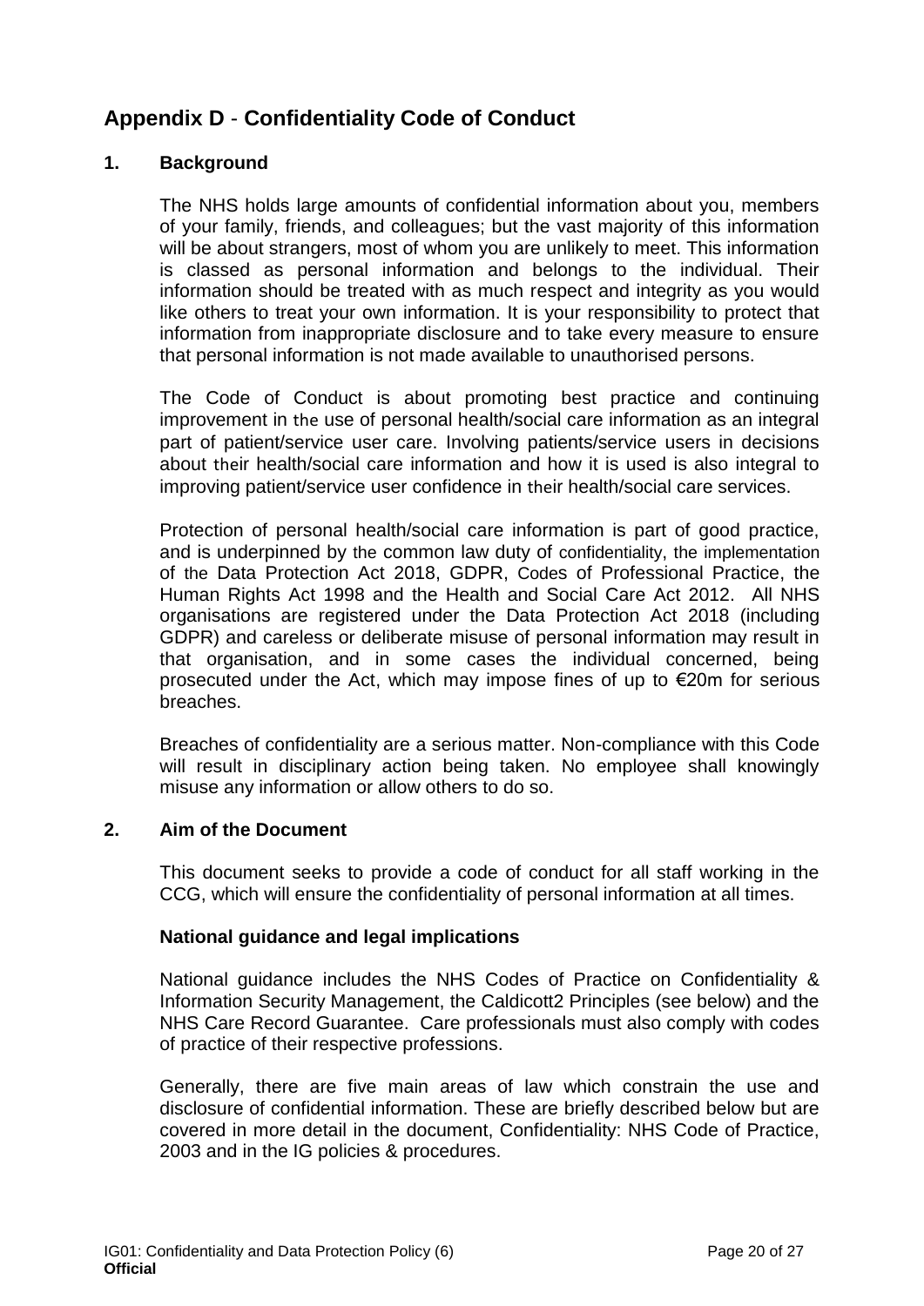## Appendix D - Confidentiality Code of Conduct

### 1. Background

The NHS holds large amounts of confidential information about you, members of your family, friends, and colleagues; but the vast majority of this information will be about strangers, most of whom you are unlikely to meet. This information is classed as personal information and belongs to the individual. Their information should be treated with as much respect and integrity as you would like others to treat your own information. It is your responsibility to protect that information from inappropriate disclosure and to take every measure to ensure that personal information is not made available to unauthorised persons.

The Code of Conduct is about promoting best practice and continuing improvement in the use of personal health/social care information as an integral part of patient/service user care. Involving patients/service users in decisions about their health/social care information and how it is used is also integral to improving patient/service user confidence in their health/social care services.

Protection of personal health/social care information is part of good practice, and is underpinned by the common law duty of confidentiality, the implementation of the Data Protection Act 2018, GDPR, Codes of Professional Practice, the Human Rights Act 1998 and the Health and Social Care Act 2012. All NHS organisations are registered under the Data Protection Act 2018 (including GDPR) and careless or deliberate misuse of personal information may result in that organisation, and in some cases the individual concerned, being prosecuted under the Act, which may impose fines of up to €20m for serious breaches.

Breaches of confidentiality are a serious matter. Non-compliance with this Code will result in disciplinary action being taken. No employee shall knowingly misuse any information or allow others to do so.

### 2. Aim of the Document

This document seeks to provide a code of conduct for all staff working in the CCG, which will ensure the confidentiality of personal information at all times.

**National guidance and legal implications**

National guidance includes the NHS Codes of Practice on Confidentiality & Information Security Management, the Caldicott2 Principles (see below) and the NHS Care Record Guarantee. Care professionals must also comply with codes of practice of their respective professions.

Generally, there are five main areas of law which constrain the use and disclosure of confidential information. These are briefly described below but are covered in more detail in the document, Confidentiality: NHS Code of Practice, 2003 and in the IG policies & procedures.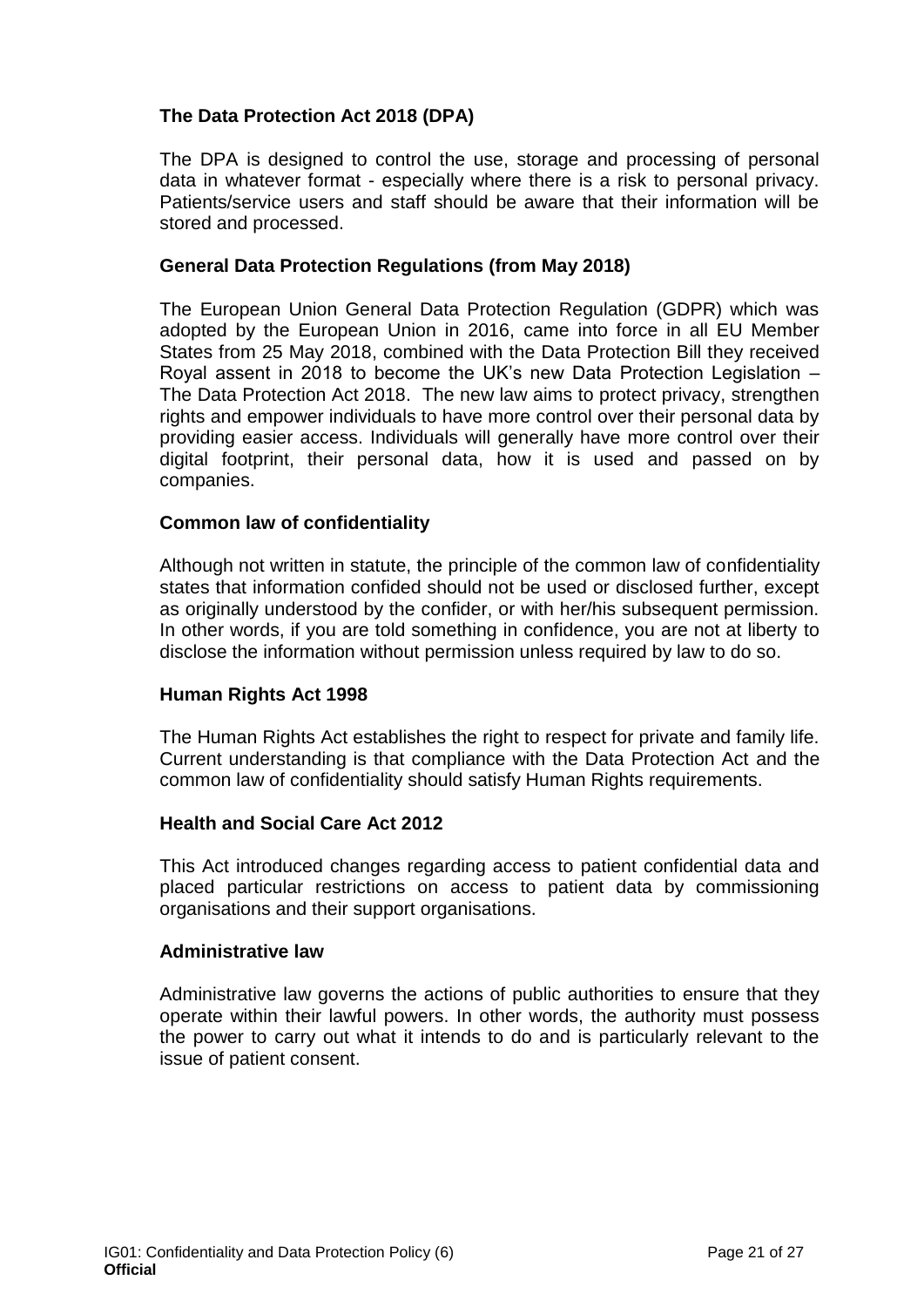**The Data Protection Act 2018 (DPA)**

The DPA is designed to control the use, storage and processing of personal data in whatever format - especially where there is a risk to personal privacy. Patients/service users and staff should be aware that their information will be stored and processed.

**General Data Protection Regulations (from May 2018)**

The European Union General Data Protection Regulation (GDPR) which was adopted by the European Union in 2016, came into force in all EU Member States from 25 May 2018, combined with the Data Protection Bill they received Royal assent in 2018 to become the UK's new Data Protection Legislation – The Data Protection Act 2018. The new law aims to protect privacy, strengthen rights and empower individuals to have more control over their personal data by providing easier access. Individuals will generally have more control over their digital footprint, their personal data, how it is used and passed on by companies.

**Common law of confidentiality**

Although not written in statute, the principle of the common law of confidentiality states that information confided should not be used or disclosed further, except as originally understood by the confider, or with her/his subsequent permission. In other words, if you are told something in confidence, you are not at liberty to disclose the information without permission unless required by law to do so.

**Human Rights Act 1998**

The Human Rights Act establishes the right to respect for private and family life. Current understanding is that compliance with the Data Protection Act and the common law of confidentiality should satisfy Human Rights requirements.

**Health and Social Care Act 2012**

This Act introduced changes regarding access to patient confidential data and placed particular restrictions on access to patient data by commissioning organisations and their support organisations.

**Administrative law**

Administrative law governs the actions of public authorities to ensure that they operate within their lawful powers. In other words, the authority must possess the power to carry out what it intends to do and is particularly relevant to the issue of patient consent.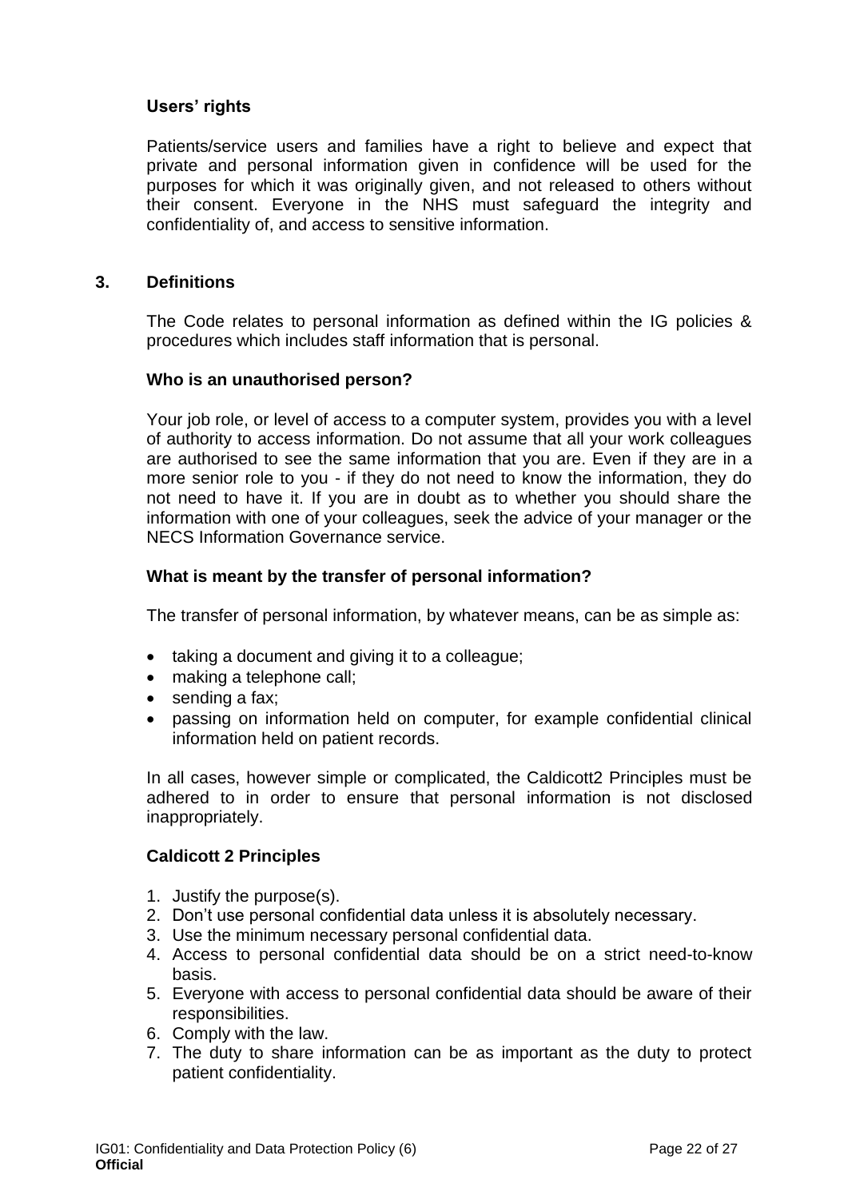### Users' rights

Patients/service users and families have a right to believe and expect that private and personal information given in confidence will be used for the purposes for which it was originally given, and not released to others without their consent. Everyone in the NHS must safeguard the integrity and confidentiality of, and access to sensitive information.

## 3. Definitions

The Code relates to personal information as defined within the IG policies & procedures which includes staff information that is personal.

### Who is an unauthorised person?

Your job role, or level of access to a computer system, provides you with a level of authority to access information. Do not assume that all your work colleagues are authorised to see the same information that you are. Even if they are in a more senior role to you - if they do not need to know the information, they do not need to have it. If you are in doubt as to whether you should share the information with one of your colleagues, seek the advice of your manager or the NECS Information Governance service.

### What is meant by the transfer of personal information?

The transfer of personal information, by whatever means, can be as simple as:

- taking a document and giving it to a colleague;
- making a telephone call;
- sending a fax;
- passing on information held on computer, for example confidential clinical information held on patient records.

In all cases, however simple or complicated, the Caldicott2 Principles must be adhered to in order to ensure that personal information is not disclosed inappropriately.

### Caldicott 2 Principles

1. Justify the purpose(s).
2. Don't use personal confidential data unless it is absolutely necessary.
3. Use the minimum necessary personal confidential data.
4. Access to personal confidential data should be on a strict need-to-know basis.
5. Everyone with access to personal confidential data should be aware of their responsibilities.
6. Comply with the law.
7. The duty to share information can be as important as the duty to protect patient confidentiality.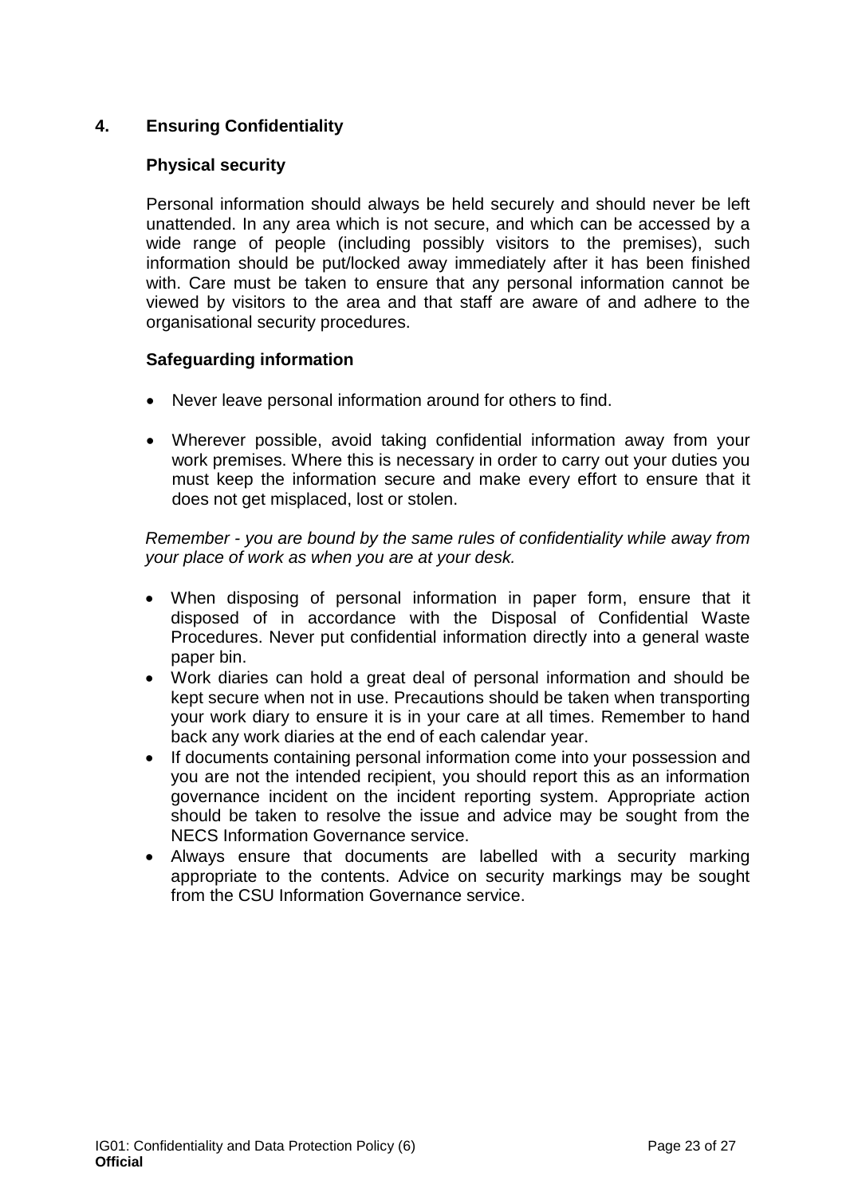## 4. Ensuring Confidentiality

### Physical security

Personal information should always be held securely and should never be left unattended. In any area which is not secure, and which can be accessed by a wide range of people (including possibly visitors to the premises), such information should be put/locked away immediately after it has been finished with. Care must be taken to ensure that any personal information cannot be viewed by visitors to the area and that staff are aware of and adhere to the organisational security procedures.

### Safeguarding information

- Never leave personal information around for others to find.

- Wherever possible, avoid taking confidential information away from your work premises. Where this is necessary in order to carry out your duties you must keep the information secure and make every effort to ensure that it does not get misplaced, lost or stolen.

*Remember - you are bound by the same rules of confidentiality while away from your place of work as when you are at your desk.*

- When disposing of personal information in paper form, ensure that it disposed of in accordance with the Disposal of Confidential Waste Procedures. Never put confidential information directly into a general waste paper bin.
- Work diaries can hold a great deal of personal information and should be kept secure when not in use. Precautions should be taken when transporting your work diary to ensure it is in your care at all times. Remember to hand back any work diaries at the end of each calendar year.
- If documents containing personal information come into your possession and you are not the intended recipient, you should report this as an information governance incident on the incident reporting system. Appropriate action should be taken to resolve the issue and advice may be sought from the NECS Information Governance service.
- Always ensure that documents are labelled with a security marking appropriate to the contents. Advice on security markings may be sought from the CSU Information Governance service.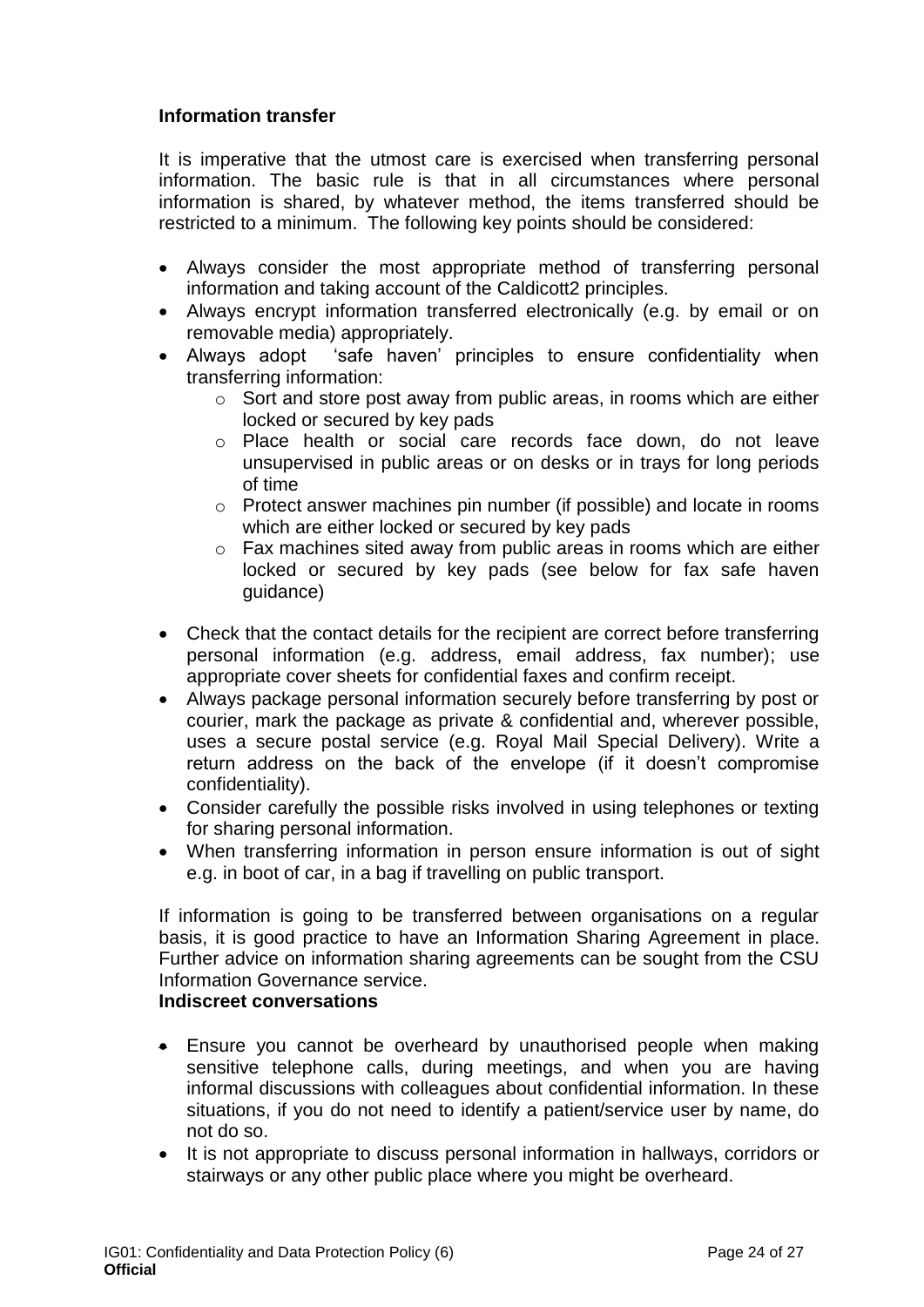### Information transfer

It is imperative that the utmost care is exercised when transferring personal information. The basic rule is that in all circumstances where personal information is shared, by whatever method, the items transferred should be restricted to a minimum. The following key points should be considered:

- Always consider the most appropriate method of transferring personal information and taking account of the Caldicott2 principles.
- Always encrypt information transferred electronically (e.g. by email or on removable media) appropriately.
- Always adopt 'safe haven' principles to ensure confidentiality when transferring information:
    - Sort and store post away from public areas, in rooms which are either locked or secured by key pads
    - Place health or social care records face down, do not leave unsupervised in public areas or on desks or in trays for long periods of time
    - Protect answer machines pin number (if possible) and locate in rooms which are either locked or secured by key pads
    - Fax machines sited away from public areas in rooms which are either locked or secured by key pads (see below for fax safe haven guidance)
- Check that the contact details for the recipient are correct before transferring personal information (e.g. address, email address, fax number); use appropriate cover sheets for confidential faxes and confirm receipt.
- Always package personal information securely before transferring by post or courier, mark the package as private & confidential and, wherever possible, uses a secure postal service (e.g. Royal Mail Special Delivery). Write a return address on the back of the envelope (if it doesn't compromise confidentiality).
- Consider carefully the possible risks involved in using telephones or texting for sharing personal information.
- When transferring information in person ensure information is out of sight e.g. in boot of car, in a bag if travelling on public transport.

If information is going to be transferred between organisations on a regular basis, it is good practice to have an Information Sharing Agreement in place. Further advice on information sharing agreements can be sought from the CSU Information Governance service.

### Indiscreet conversations

- Ensure you cannot be overheard by unauthorised people when making sensitive telephone calls, during meetings, and when you are having informal discussions with colleagues about confidential information. In these situations, if you do not need to identify a patient/service user by name, do not do so.
- It is not appropriate to discuss personal information in hallways, corridors or stairways or any other public place where you might be overheard.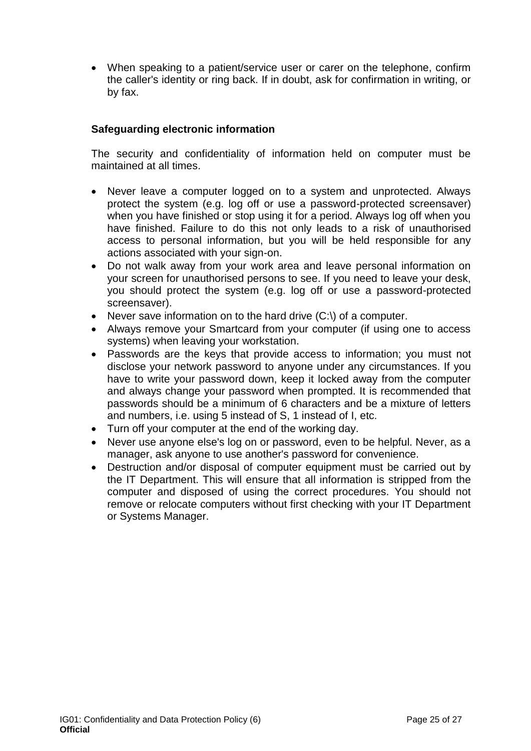- When speaking to a patient/service user or carer on the telephone, confirm the caller's identity or ring back. If in doubt, ask for confirmation in writing, or by fax.

**Safeguarding electronic information**

The security and confidentiality of information held on computer must be maintained at all times.

- Never leave a computer logged on to a system and unprotected. Always protect the system (e.g. log off or use a password-protected screensaver) when you have finished or stop using it for a period. Always log off when you have finished. Failure to do this not only leads to a risk of unauthorised access to personal information, but you will be held responsible for any actions associated with your sign-on.
- Do not walk away from your work area and leave personal information on your screen for unauthorised persons to see. If you need to leave your desk, you should protect the system (e.g. log off or use a password-protected screensaver).
- Never save information on to the hard drive (C:\) of a computer.
- Always remove your Smartcard from your computer (if using one to access systems) when leaving your workstation.
- Passwords are the keys that provide access to information; you must not disclose your network password to anyone under any circumstances. If you have to write your password down, keep it locked away from the computer and always change your password when prompted. It is recommended that passwords should be a minimum of 6 characters and be a mixture of letters and numbers, i.e. using 5 instead of S, 1 instead of I, etc.
- Turn off your computer at the end of the working day.
- Never use anyone else's log on or password, even to be helpful. Never, as a manager, ask anyone to use another's password for convenience.
- Destruction and/or disposal of computer equipment must be carried out by the IT Department. This will ensure that all information is stripped from the computer and disposed of using the correct procedures. You should not remove or relocate computers without first checking with your IT Department or Systems Manager.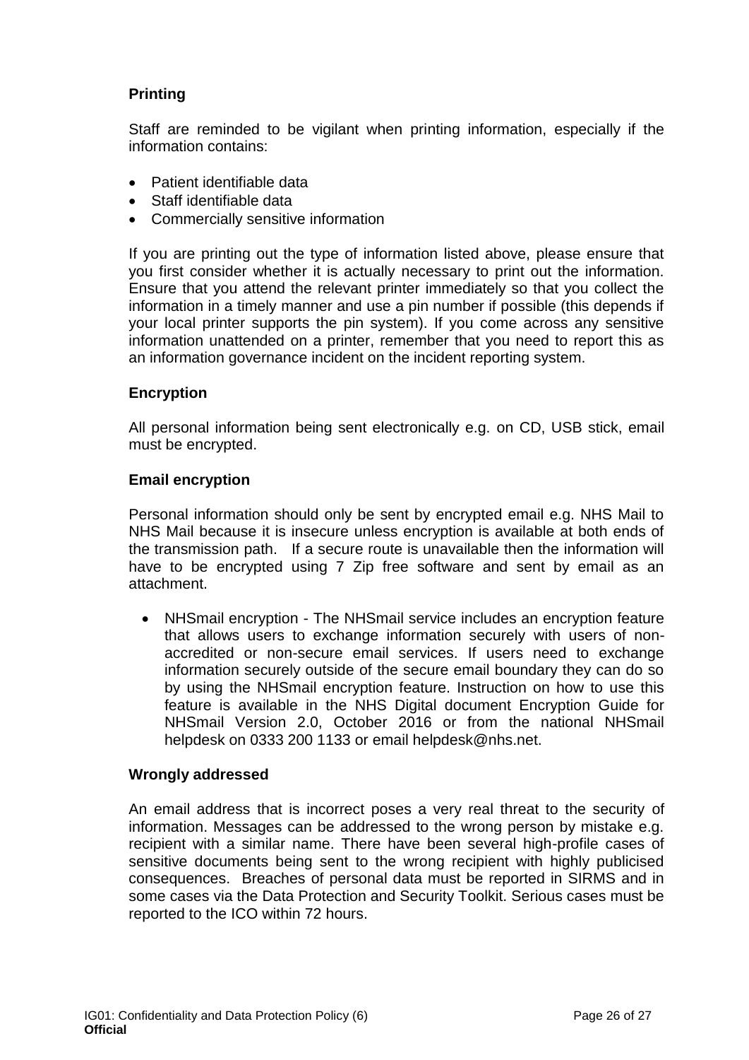**Printing**

Staff are reminded to be vigilant when printing information, especially if the information contains:

- Patient identifiable data
- Staff identifiable data
- Commercially sensitive information

If you are printing out the type of information listed above, please ensure that you first consider whether it is actually necessary to print out the information. Ensure that you attend the relevant printer immediately so that you collect the information in a timely manner and use a pin number if possible (this depends if your local printer supports the pin system). If you come across any sensitive information unattended on a printer, remember that you need to report this as an information governance incident on the incident reporting system.

**Encryption**

All personal information being sent electronically e.g. on CD, USB stick, email must be encrypted.

**Email encryption**

Personal information should only be sent by encrypted email e.g. NHS Mail to NHS Mail because it is insecure unless encryption is available at both ends of the transmission path. If a secure route is unavailable then the information will have to be encrypted using 7 Zip free software and sent by email as an attachment.

- NHSmail encryption - The NHSmail service includes an encryption feature that allows users to exchange information securely with users of non-accredited or non-secure email services. If users need to exchange information securely outside of the secure email boundary they can do so by using the NHSmail encryption feature. Instruction on how to use this feature is available in the NHS Digital document Encryption Guide for NHSmail Version 2.0, October 2016 or from the national NHSmail helpdesk on 0333 200 1133 or email helpdesk@nhs.net.

**Wrongly addressed**

An email address that is incorrect poses a very real threat to the security of information. Messages can be addressed to the wrong person by mistake e.g. recipient with a similar name. There have been several high-profile cases of sensitive documents being sent to the wrong recipient with highly publicised consequences. Breaches of personal data must be reported in SIRMS and in some cases via the Data Protection and Security Toolkit. Serious cases must be reported to the ICO within 72 hours.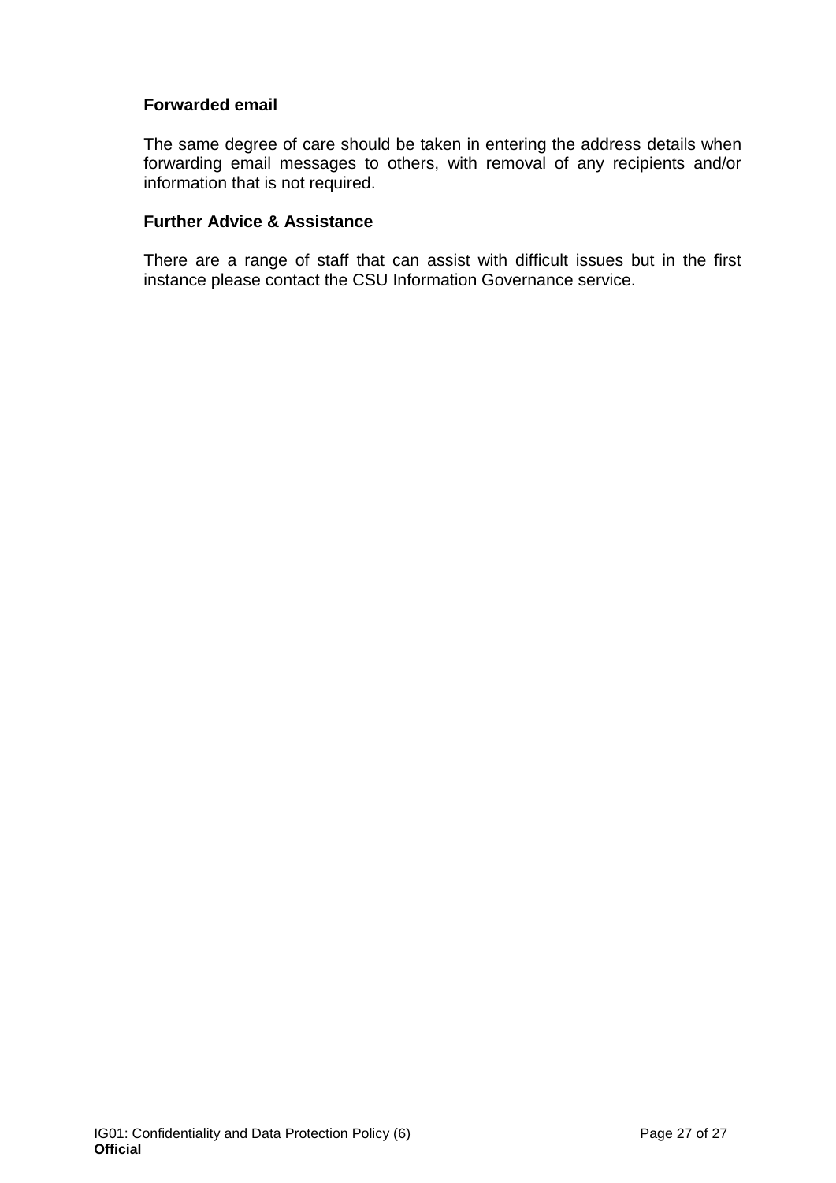**Forwarded email**

The same degree of care should be taken in entering the address details when forwarding email messages to others, with removal of any recipients and/or information that is not required.

**Further Advice & Assistance**

There are a range of staff that can assist with difficult issues but in the first instance please contact the CSU Information Governance service.